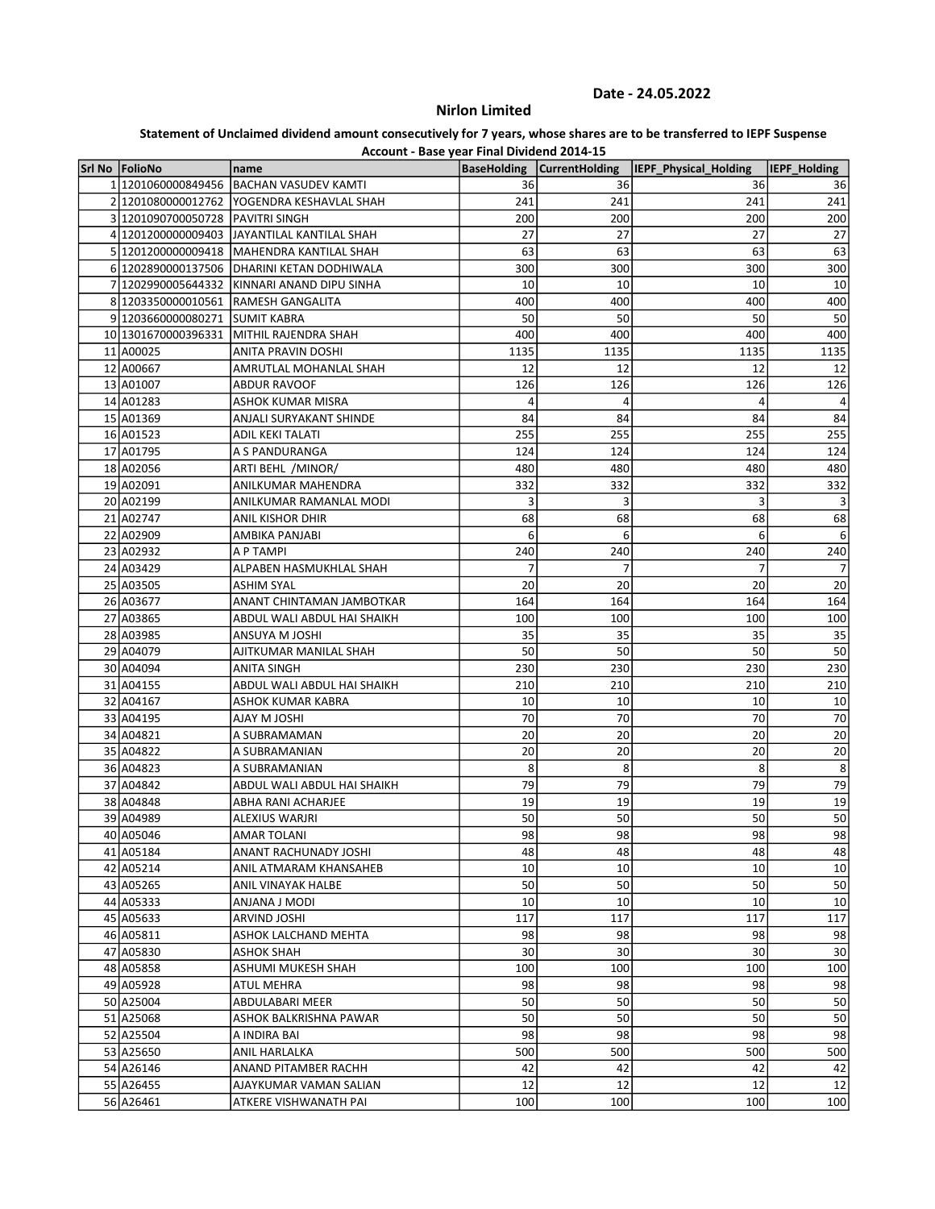Date - 24.05.2022

## Nirlon Limited

**Statement of Unclaimed dividend amount consecutively for 7 years, whose shares are to be transferred to IEPF Suspense Account - Base year Final Dividend 2014-15**

| Srl No | FolioNo | name | BaseHolding | CurrentHolding | IEPF_Physical_Holding | IEPF_Holding |
|---|---|---|---|---|---|---|
| 1 | 1201060000849456 | BACHAN VASUDEV KAMTI | 36 | 36 | 36 | 36 |
| 2 | 1201080000012762 | YOGENDRA KESHAVLAL SHAH | 241 | 241 | 241 | 241 |
| 3 | 1201090700050728 | PAVITRI SINGH | 200 | 200 | 200 | 200 |
| 4 | 1201200000009403 | JAYANTILAL KANTILAL SHAH | 27 | 27 | 27 | 27 |
| 5 | 1201200000009418 | MAHENDRA KANTILAL SHAH | 63 | 63 | 63 | 63 |
| 6 | 1202890000137506 | DHARINI KETAN DODHIWALA | 300 | 300 | 300 | 300 |
| 7 | 1202990005644332 | KINNARI ANAND DIPU SINHA | 10 | 10 | 10 | 10 |
| 8 | 1203350000010561 | RAMESH GANGALITA | 400 | 400 | 400 | 400 |
| 9 | 1203660000080271 | SUMIT KABRA | 50 | 50 | 50 | 50 |
| 10 | 1301670000396331 | MITHIL RAJENDRA SHAH | 400 | 400 | 400 | 400 |
| 11 | A00025 | ANITA PRAVIN DOSHI | 1135 | 1135 | 1135 | 1135 |
| 12 | A00667 | AMRUTLAL MOHANLAL SHAH | 12 | 12 | 12 | 12 |
| 13 | A01007 | ABDUR RAVOOF | 126 | 126 | 126 | 126 |
| 14 | A01283 | ASHOK KUMAR MISRA | 4 | 4 | 4 | 4 |
| 15 | A01369 | ANJALI SURYAKANT SHINDE | 84 | 84 | 84 | 84 |
| 16 | A01523 | ADIL KEKI TALATI | 255 | 255 | 255 | 255 |
| 17 | A01795 | A S PANDURANGA | 124 | 124 | 124 | 124 |
| 18 | A02056 | ARTI BEHL /MINOR/ | 480 | 480 | 480 | 480 |
| 19 | A02091 | ANILKUMAR MAHENDRA | 332 | 332 | 332 | 332 |
| 20 | A02199 | ANILKUMAR RAMANLAL MODI | 3 | 3 | 3 | 3 |
| 21 | A02747 | ANIL KISHOR DHIR | 68 | 68 | 68 | 68 |
| 22 | A02909 | AMBIKA PANJABI | 6 | 6 | 6 | 6 |
| 23 | A02932 | A P TAMPI | 240 | 240 | 240 | 240 |
| 24 | A03429 | ALPABEN HASMUKHLAL SHAH | 7 | 7 | 7 | 7 |
| 25 | A03505 | ASHIM SYAL | 20 | 20 | 20 | 20 |
| 26 | A03677 | ANANT CHINTAMAN JAMBOTKAR | 164 | 164 | 164 | 164 |
| 27 | A03865 | ABDUL WALI ABDUL HAI SHAIKH | 100 | 100 | 100 | 100 |
| 28 | A03985 | ANSUYA M JOSHI | 35 | 35 | 35 | 35 |
| 29 | A04079 | AJITKUMAR MANILAL SHAH | 50 | 50 | 50 | 50 |
| 30 | A04094 | ANITA SINGH | 230 | 230 | 230 | 230 |
| 31 | A04155 | ABDUL WALI ABDUL HAI SHAIKH | 210 | 210 | 210 | 210 |
| 32 | A04167 | ASHOK KUMAR KABRA | 10 | 10 | 10 | 10 |
| 33 | A04195 | AJAY M JOSHI | 70 | 70 | 70 | 70 |
| 34 | A04821 | A SUBRAMAMAN | 20 | 20 | 20 | 20 |
| 35 | A04822 | A SUBRAMANIAN | 20 | 20 | 20 | 20 |
| 36 | A04823 | A SUBRAMANIAN | 8 | 8 | 8 | 8 |
| 37 | A04842 | ABDUL WALI ABDUL HAI SHAIKH | 79 | 79 | 79 | 79 |
| 38 | A04848 | ABHA RANI ACHARJEE | 19 | 19 | 19 | 19 |
| 39 | A04989 | ALEXIUS WARJRI | 50 | 50 | 50 | 50 |
| 40 | A05046 | AMAR TOLANI | 98 | 98 | 98 | 98 |
| 41 | A05184 | ANANT RACHUNADY JOSHI | 48 | 48 | 48 | 48 |
| 42 | A05214 | ANIL ATMARAM KHANSAHEB | 10 | 10 | 10 | 10 |
| 43 | A05265 | ANIL VINAYAK HALBE | 50 | 50 | 50 | 50 |
| 44 | A05333 | ANJANA J MODI | 10 | 10 | 10 | 10 |
| 45 | A05633 | ARVIND JOSHI | 117 | 117 | 117 | 117 |
| 46 | A05811 | ASHOK LALCHAND MEHTA | 98 | 98 | 98 | 98 |
| 47 | A05830 | ASHOK SHAH | 30 | 30 | 30 | 30 |
| 48 | A05858 | ASHUMI MUKESH SHAH | 100 | 100 | 100 | 100 |
| 49 | A05928 | ATUL MEHRA | 98 | 98 | 98 | 98 |
| 50 | A25004 | ABDULABARI MEER | 50 | 50 | 50 | 50 |
| 51 | A25068 | ASHOK BALKRISHNA PAWAR | 50 | 50 | 50 | 50 |
| 52 | A25504 | A INDIRA BAI | 98 | 98 | 98 | 98 |
| 53 | A25650 | ANIL HARLALKA | 500 | 500 | 500 | 500 |
| 54 | A26146 | ANAND PITAMBER RACHH | 42 | 42 | 42 | 42 |
| 55 | A26455 | AJAYKUMAR VAMAN SALIAN | 12 | 12 | 12 | 12 |
| 56 | A26461 | ATKERE VISHWANATH PAI | 100 | 100 | 100 | 100 |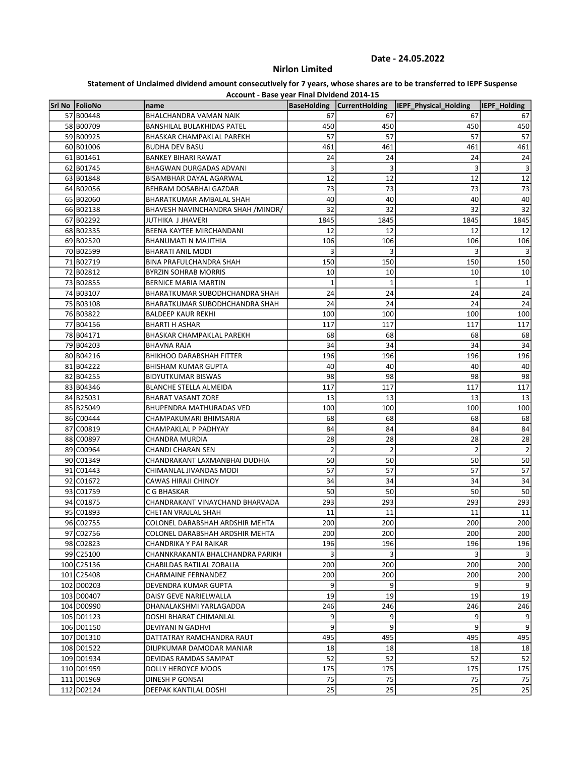Date - 24.05.2022

## Nirlon Limited

**Statement of Unclaimed dividend amount consecutively for 7 years, whose shares are to be transferred to IEPF Suspense Account - Base year Final Dividend 2014-15**

| Srl No | FolioNo | name | BaseHolding | CurrentHolding | IEPF_Physical_Holding | IEPF_Holding |
|---|---|---|---|---|---|---|
| 57 | B00448 | BHALCHANDRA VAMAN NAIK | 67 | 67 | 67 | 67 |
| 58 | B00709 | BANSHILAL BULAKHIDAS PATEL | 450 | 450 | 450 | 450 |
| 59 | B00925 | BHASKAR CHAMPAKLAL PAREKH | 57 | 57 | 57 | 57 |
| 60 | B01006 | BUDHA DEV BASU | 461 | 461 | 461 | 461 |
| 61 | B01461 | BANKEY BIHARI RAWAT | 24 | 24 | 24 | 24 |
| 62 | B01745 | BHAGWAN DURGADAS ADVANI | 3 | 3 | 3 | 3 |
| 63 | B01848 | BISAMBHAR DAYAL AGARWAL | 12 | 12 | 12 | 12 |
| 64 | B02056 | BEHRAM DOSABHAI GAZDAR | 73 | 73 | 73 | 73 |
| 65 | B02060 | BHARATKUMAR AMBALAL SHAH | 40 | 40 | 40 | 40 |
| 66 | B02138 | BHAVESH NAVINCHANDRA SHAH /MINOR/ | 32 | 32 | 32 | 32 |
| 67 | B02292 | JUTHIKA J JHAVERI | 1845 | 1845 | 1845 | 1845 |
| 68 | B02335 | BEENA KAYTEE MIRCHANDANI | 12 | 12 | 12 | 12 |
| 69 | B02520 | BHANUMATI N MAJITHIA | 106 | 106 | 106 | 106 |
| 70 | B02599 | BHARATI ANIL MODI | 3 | 3 | 3 | 3 |
| 71 | B02719 | BINA PRAFULCHANDRA SHAH | 150 | 150 | 150 | 150 |
| 72 | B02812 | BYRZIN SOHRAB MORRIS | 10 | 10 | 10 | 10 |
| 73 | B02855 | BERNICE MARIA MARTIN | 1 | 1 | 1 | 1 |
| 74 | B03107 | BHARATKUMAR SUBODHCHANDRA SHAH | 24 | 24 | 24 | 24 |
| 75 | B03108 | BHARATKUMAR SUBODHCHANDRA SHAH | 24 | 24 | 24 | 24 |
| 76 | B03822 | BALDEEP KAUR REKHI | 100 | 100 | 100 | 100 |
| 77 | B04156 | BHARTI H ASHAR | 117 | 117 | 117 | 117 |
| 78 | B04171 | BHASKAR CHAMPAKLAL PAREKH | 68 | 68 | 68 | 68 |
| 79 | B04203 | BHAVNA RAJA | 34 | 34 | 34 | 34 |
| 80 | B04216 | BHIKHOO DARABSHAH FITTER | 196 | 196 | 196 | 196 |
| 81 | B04222 | BHISHAM KUMAR GUPTA | 40 | 40 | 40 | 40 |
| 82 | B04255 | BIDYUTKUMAR BISWAS | 98 | 98 | 98 | 98 |
| 83 | B04346 | BLANCHE STELLA ALMEIDA | 117 | 117 | 117 | 117 |
| 84 | B25031 | BHARAT VASANT ZORE | 13 | 13 | 13 | 13 |
| 85 | B25049 | BHUPENDRA MATHURADAS VED | 100 | 100 | 100 | 100 |
| 86 | C00444 | CHAMPAKUMARI BHIMSARIA | 68 | 68 | 68 | 68 |
| 87 | C00819 | CHAMPAKLAL P PADHYAY | 84 | 84 | 84 | 84 |
| 88 | C00897 | CHANDRA MURDIA | 28 | 28 | 28 | 28 |
| 89 | C00964 | CHANDI CHARAN SEN | 2 | 2 | 2 | 2 |
| 90 | C01349 | CHANDRAKANT LAXMANBHAI DUDHIA | 50 | 50 | 50 | 50 |
| 91 | C01443 | CHIMANLAL JIVANDAS MODI | 57 | 57 | 57 | 57 |
| 92 | C01672 | CAWAS HIRAJI CHINOY | 34 | 34 | 34 | 34 |
| 93 | C01759 | C G BHASKAR | 50 | 50 | 50 | 50 |
| 94 | C01875 | CHANDRAKANT VINAYCHAND BHARVADA | 293 | 293 | 293 | 293 |
| 95 | C01893 | CHETAN VRAJLAL SHAH | 11 | 11 | 11 | 11 |
| 96 | C02755 | COLONEL DARABSHAH ARDSHIR MEHTA | 200 | 200 | 200 | 200 |
| 97 | C02756 | COLONEL DARABSHAH ARDSHIR MEHTA | 200 | 200 | 200 | 200 |
| 98 | C02823 | CHANDRIKA Y PAI RAIKAR | 196 | 196 | 196 | 196 |
| 99 | C25100 | CHANNKRAKANTA BHALCHANDRA PARIKH | 3 | 3 | 3 | 3 |
| 100 | C25136 | CHABILDAS RATILAL ZOBALIA | 200 | 200 | 200 | 200 |
| 101 | C25408 | CHARMAINE FERNANDEZ | 200 | 200 | 200 | 200 |
| 102 | D00203 | DEVENDRA KUMAR GUPTA | 9 | 9 | 9 | 9 |
| 103 | D00407 | DAISY GEVE NARIELWALLA | 19 | 19 | 19 | 19 |
| 104 | D00990 | DHANALAKSHMI YARLAGADDA | 246 | 246 | 246 | 246 |
| 105 | D01123 | DOSHI BHARAT CHIMANLAL | 9 | 9 | 9 | 9 |
| 106 | D01150 | DEVIYANI N GADHVI | 9 | 9 | 9 | 9 |
| 107 | D01310 | DATTATRAY RAMCHANDRA RAUT | 495 | 495 | 495 | 495 |
| 108 | D01522 | DILIPKUMAR DAMODAR MANIAR | 18 | 18 | 18 | 18 |
| 109 | D01934 | DEVIDAS RAMDAS SAMPAT | 52 | 52 | 52 | 52 |
| 110 | D01959 | DOLLY HEROYCE MOOS | 175 | 175 | 175 | 175 |
| 111 | D01969 | DINESH P GONSAI | 75 | 75 | 75 | 75 |
| 112 | D02124 | DEEPAK KANTILAL DOSHI | 25 | 25 | 25 | 25 |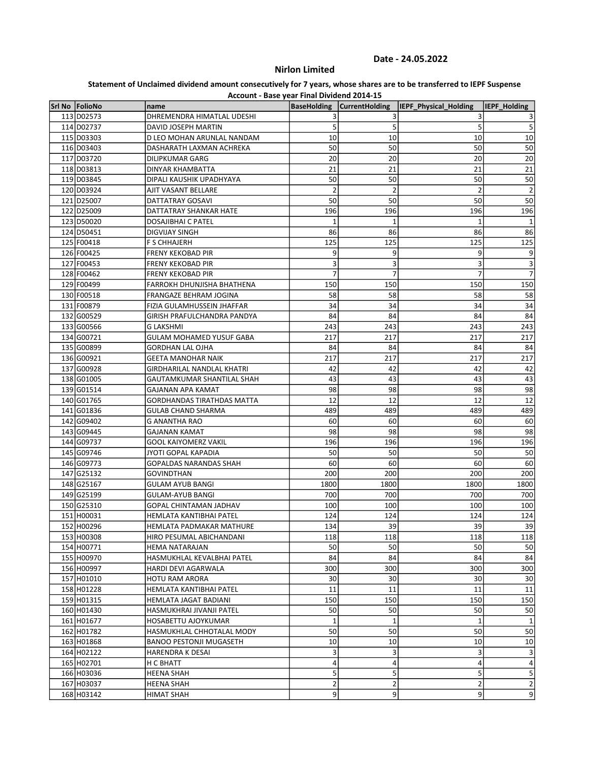Date - 24.05.2022

**Nirlon Limited**

**Statement of Unclaimed dividend amount consecutively for 7 years, whose shares are to be transferred to IEPF Suspense Account - Base year Final Dividend 2014-15**

| Srl No | FolioNo | name | BaseHolding | CurrentHolding | IEPF_Physical_Holding | IEPF_Holding |
|---|---|---|---|---|---|---|
| 113 | D02573 | DHREMENDRA HIMATLAL UDESHI | 3 | 3 | 3 | 3 |
| 114 | D02737 | DAVID JOSEPH MARTIN | 5 | 5 | 5 | 5 |
| 115 | D03303 | D LEO MOHAN ARUNLAL NANDAM | 10 | 10 | 10 | 10 |
| 116 | D03403 | DASHARATH LAXMAN ACHREKA | 50 | 50 | 50 | 50 |
| 117 | D03720 | DILIPKUMAR GARG | 20 | 20 | 20 | 20 |
| 118 | D03813 | DINYAR KHAMBATTA | 21 | 21 | 21 | 21 |
| 119 | D03845 | DIPALI KAUSHIK UPADHYAYA | 50 | 50 | 50 | 50 |
| 120 | D03924 | AJIT VASANT BELLARE | 2 | 2 | 2 | 2 |
| 121 | D25007 | DATTATRAY GOSAVI | 50 | 50 | 50 | 50 |
| 122 | D25009 | DATTATRAY SHANKAR HATE | 196 | 196 | 196 | 196 |
| 123 | D50020 | DOSAJIBHAI C PATEL | 1 | 1 | 1 | 1 |
| 124 | D50451 | DIGVIJAY SINGH | 86 | 86 | 86 | 86 |
| 125 | F00418 | F S CHHAJERH | 125 | 125 | 125 | 125 |
| 126 | F00425 | FRENY KEKOBAD PIR | 9 | 9 | 9 | 9 |
| 127 | F00453 | FRENY KEKOBAD PIR | 3 | 3 | 3 | 3 |
| 128 | F00462 | FRENY KEKOBAD PIR | 7 | 7 | 7 | 7 |
| 129 | F00499 | FARROKH DHUNJISHA BHATHENA | 150 | 150 | 150 | 150 |
| 130 | F00518 | FRANGAZE BEHRAM JOGINA | 58 | 58 | 58 | 58 |
| 131 | F00879 | FIZIA GULAMHUSSEIN JHAFFAR | 34 | 34 | 34 | 34 |
| 132 | G00529 | GIRISH PRAFULCHANDRA PANDYA | 84 | 84 | 84 | 84 |
| 133 | G00566 | G LAKSHMI | 243 | 243 | 243 | 243 |
| 134 | G00721 | GULAM MOHAMED YUSUF GABA | 217 | 217 | 217 | 217 |
| 135 | G00899 | GORDHAN LAL OJHA | 84 | 84 | 84 | 84 |
| 136 | G00921 | GEETA MANOHAR NAIK | 217 | 217 | 217 | 217 |
| 137 | G00928 | GIRDHARILAL NANDLAL KHATRI | 42 | 42 | 42 | 42 |
| 138 | G01005 | GAUTAMKUMAR SHANTILAL SHAH | 43 | 43 | 43 | 43 |
| 139 | G01514 | GAJANAN APA KAMAT | 98 | 98 | 98 | 98 |
| 140 | G01765 | GORDHANDAS TIRATHDAS MATTA | 12 | 12 | 12 | 12 |
| 141 | G01836 | GULAB CHAND SHARMA | 489 | 489 | 489 | 489 |
| 142 | G09402 | G ANANTHA RAO | 60 | 60 | 60 | 60 |
| 143 | G09445 | GAJANAN KAMAT | 98 | 98 | 98 | 98 |
| 144 | G09737 | GOOL KAIYOMERZ VAKIL | 196 | 196 | 196 | 196 |
| 145 | G09746 | JYOTI GOPAL KAPADIA | 50 | 50 | 50 | 50 |
| 146 | G09773 | GOPALDAS NARANDAS SHAH | 60 | 60 | 60 | 60 |
| 147 | G25132 | GOVINDTHAN | 200 | 200 | 200 | 200 |
| 148 | G25167 | GULAM AYUB BANGI | 1800 | 1800 | 1800 | 1800 |
| 149 | G25199 | GULAM-AYUB BANGI | 700 | 700 | 700 | 700 |
| 150 | G25310 | GOPAL CHINTAMAN JADHAV | 100 | 100 | 100 | 100 |
| 151 | H00031 | HEMLATA KANTIBHAI PATEL | 124 | 124 | 124 | 124 |
| 152 | H00296 | HEMLATA PADMAKAR MATHURE | 134 | 39 | 39 | 39 |
| 153 | H00308 | HIRO PESUMAL ABICHANDANI | 118 | 118 | 118 | 118 |
| 154 | H00771 | HEMA NATARAJAN | 50 | 50 | 50 | 50 |
| 155 | H00970 | HASMUKHLAL KEVALBHAI PATEL | 84 | 84 | 84 | 84 |
| 156 | H00997 | HARDI DEVI AGARWALA | 300 | 300 | 300 | 300 |
| 157 | H01010 | HOTU RAM ARORA | 30 | 30 | 30 | 30 |
| 158 | H01228 | HEMLATA KANTIBHAI PATEL | 11 | 11 | 11 | 11 |
| 159 | H01315 | HEMLATA JAGAT BADIANI | 150 | 150 | 150 | 150 |
| 160 | H01430 | HASMUKHRAI JIVANJI PATEL | 50 | 50 | 50 | 50 |
| 161 | H01677 | HOSABETTU AJOYKUMAR | 1 | 1 | 1 | 1 |
| 162 | H01782 | HASMUKHLAL CHHOTALAL MODY | 50 | 50 | 50 | 50 |
| 163 | H01868 | BANOO PESTONJI MUGASETH | 10 | 10 | 10 | 10 |
| 164 | H02122 | HARENDRA K DESAI | 3 | 3 | 3 | 3 |
| 165 | H02701 | H C BHATT | 4 | 4 | 4 | 4 |
| 166 | H03036 | HEENA SHAH | 5 | 5 | 5 | 5 |
| 167 | H03037 | HEENA SHAH | 2 | 2 | 2 | 2 |
| 168 | H03142 | HIMAT SHAH | 9 | 9 | 9 | 9 |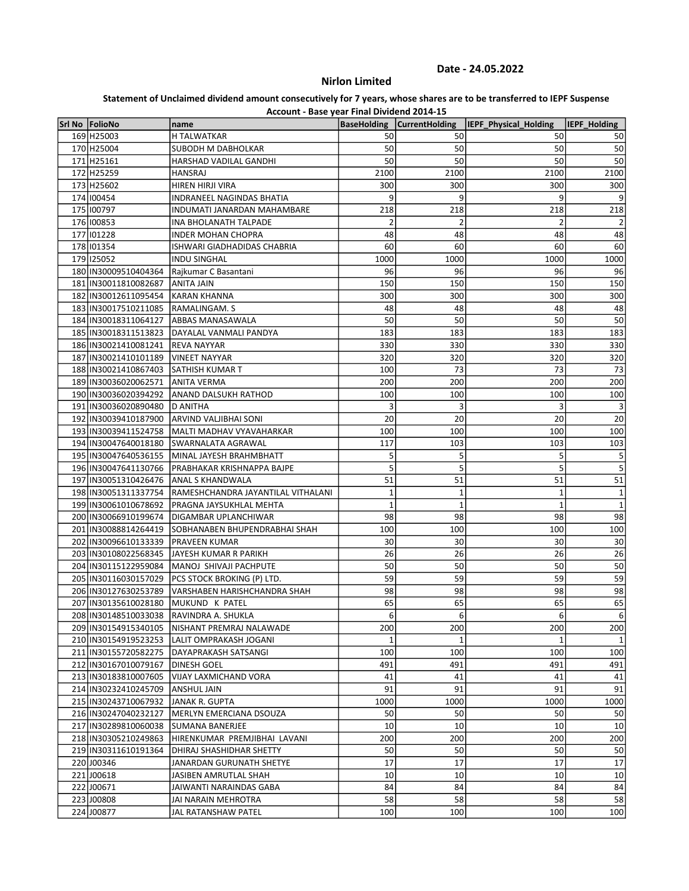Date - 24.05.2022

## Nirlon Limited

**Statement of Unclaimed dividend amount consecutively for 7 years, whose shares are to be transferred to IEPF Suspense Account - Base year Final Dividend 2014-15**

| Srl No | FolioNo | name | BaseHolding | CurrentHolding | IEPF_Physical_Holding | IEPF_Holding |
|---|---|---|---|---|---|---|
| 169 | H25003 | H TALWATKAR | 50 | 50 | 50 | 50 |
| 170 | H25004 | SUBODH M DABHOLKAR | 50 | 50 | 50 | 50 |
| 171 | H25161 | HARSHAD VADILAL GANDHI | 50 | 50 | 50 | 50 |
| 172 | H25259 | HANSRAJ | 2100 | 2100 | 2100 | 2100 |
| 173 | H25602 | HIREN HIRJI VIRA | 300 | 300 | 300 | 300 |
| 174 | I00454 | INDRANEEL NAGINDAS BHATIA | 9 | 9 | 9 | 9 |
| 175 | I00797 | INDUMATI JANARDAN MAHAMBARE | 218 | 218 | 218 | 218 |
| 176 | I00853 | INA BHOLANATH TALPADE | 2 | 2 | 2 | 2 |
| 177 | I01228 | INDER MOHAN CHOPRA | 48 | 48 | 48 | 48 |
| 178 | I01354 | ISHWARI GIADHADIDAS CHABRIA | 60 | 60 | 60 | 60 |
| 179 | I25052 | INDU SINGHAL | 1000 | 1000 | 1000 | 1000 |
| 180 | IN30009510404364 | Rajkumar C Basantani | 96 | 96 | 96 | 96 |
| 181 | IN30011810082687 | ANITA JAIN | 150 | 150 | 150 | 150 |
| 182 | IN30012611095454 | KARAN KHANNA | 300 | 300 | 300 | 300 |
| 183 | IN30017510211085 | RAMALINGAM. S | 48 | 48 | 48 | 48 |
| 184 | IN30018311064127 | ABBAS MANASAWALA | 50 | 50 | 50 | 50 |
| 185 | IN30018311513823 | DAYALAL VANMALI PANDYA | 183 | 183 | 183 | 183 |
| 186 | IN30021410081241 | REVA NAYYAR | 330 | 330 | 330 | 330 |
| 187 | IN30021410101189 | VINEET NAYYAR | 320 | 320 | 320 | 320 |
| 188 | IN30021410867403 | SATHISH KUMAR T | 100 | 73 | 73 | 73 |
| 189 | IN30036020062571 | ANITA VERMA | 200 | 200 | 200 | 200 |
| 190 | IN30036020394292 | ANAND DALSUKH RATHOD | 100 | 100 | 100 | 100 |
| 191 | IN30036020890480 | D ANITHA | 3 | 3 | 3 | 3 |
| 192 | IN30039410187900 | ARVIND VALJIBHAI SONI | 20 | 20 | 20 | 20 |
| 193 | IN30039411524758 | MALTI MADHAV VYAVAHARKAR | 100 | 100 | 100 | 100 |
| 194 | IN30047640018180 | SWARNALATA AGRAWAL | 117 | 103 | 103 | 103 |
| 195 | IN30047640536155 | MINAL JAYESH BRAHMBHATT | 5 | 5 | 5 | 5 |
| 196 | IN30047641130766 | PRABHAKAR KRISHNAPPA BAJPE | 5 | 5 | 5 | 5 |
| 197 | IN30051310426476 | ANAL S KHANDWALA | 51 | 51 | 51 | 51 |
| 198 | IN30051311337754 | RAMESHCHANDRA JAYANTILAL VITHALANI | 1 | 1 | 1 | 1 |
| 199 | IN30061010678692 | PRAGNA JAYSUKHLAL MEHTA | 1 | 1 | 1 | 1 |
| 200 | IN30066910199674 | DIGAMBAR UPLANCHIWAR | 98 | 98 | 98 | 98 |
| 201 | IN30088814264419 | SOBHANABEN BHUPENDRABHAI SHAH | 100 | 100 | 100 | 100 |
| 202 | IN30096610133339 | PRAVEEN KUMAR | 30 | 30 | 30 | 30 |
| 203 | IN30108022568345 | JAYESH KUMAR R PARIKH | 26 | 26 | 26 | 26 |
| 204 | IN30115122959084 | MANOJ SHIVAJI PACHPUTE | 50 | 50 | 50 | 50 |
| 205 | IN30116030157029 | PCS STOCK BROKING (P) LTD. | 59 | 59 | 59 | 59 |
| 206 | IN30127630253789 | VARSHABEN HARISHCHANDRA SHAH | 98 | 98 | 98 | 98 |
| 207 | IN30135610028180 | MUKUND K PATEL | 65 | 65 | 65 | 65 |
| 208 | IN30148510033038 | RAVINDRA A. SHUKLA | 6 | 6 | 6 | 6 |
| 209 | IN30154915340105 | NISHANT PREMRAJ NALAWADE | 200 | 200 | 200 | 200 |
| 210 | IN30154919523253 | LALIT OMPRAKASH JOGANI | 1 | 1 | 1 | 1 |
| 211 | IN30155720582275 | DAYAPRAKASH SATSANGI | 100 | 100 | 100 | 100 |
| 212 | IN30167010079167 | DINESH GOEL | 491 | 491 | 491 | 491 |
| 213 | IN30183810007605 | VIJAY LAXMICHAND VORA | 41 | 41 | 41 | 41 |
| 214 | IN30232410245709 | ANSHUL JAIN | 91 | 91 | 91 | 91 |
| 215 | IN30243710067932 | JANAK R. GUPTA | 1000 | 1000 | 1000 | 1000 |
| 216 | IN30247040232127 | MERLYN EMERCIANA DSOUZA | 50 | 50 | 50 | 50 |
| 217 | IN30289810060038 | SUMANA BANERJEE | 10 | 10 | 10 | 10 |
| 218 | IN30305210249863 | HIRENKUMAR PREMJIBHAI LAVANI | 200 | 200 | 200 | 200 |
| 219 | IN30311610191364 | DHIRAJ SHASHIDHAR SHETTY | 50 | 50 | 50 | 50 |
| 220 | J00346 | JANARDAN GURUNATH SHETYE | 17 | 17 | 17 | 17 |
| 221 | J00618 | JASIBEN AMRUTLAL SHAH | 10 | 10 | 10 | 10 |
| 222 | J00671 | JAIWANTI NARAINDAS GABA | 84 | 84 | 84 | 84 |
| 223 | J00808 | JAI NARAIN MEHROTRA | 58 | 58 | 58 | 58 |
| 224 | J00877 | JAL RATANSHAW PATEL | 100 | 100 | 100 | 100 |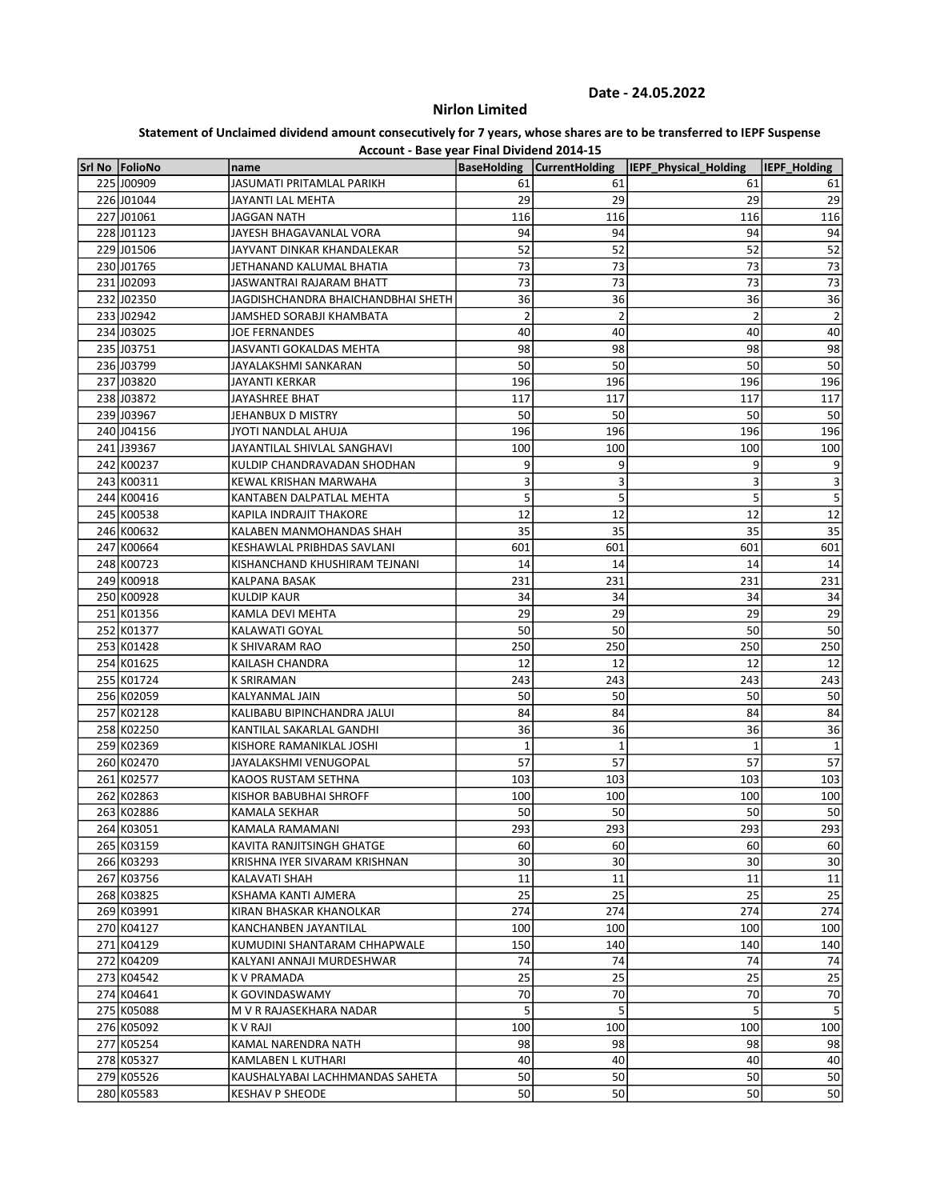Date - 24.05.2022

## Nirlon Limited

**Statement of Unclaimed dividend amount consecutively for 7 years, whose shares are to be transferred to IEPF Suspense Account - Base year Final Dividend 2014-15**

| Srl No | FolioNo | name | BaseHolding | CurrentHolding | IEPF_Physical_Holding | IEPF_Holding |
|---|---|---|---|---|---|---|
| 225 | J00909 | JASUMATI PRITAMLAL PARIKH | 61 | 61 | 61 | 61 |
| 226 | J01044 | JAYANTI LAL MEHTA | 29 | 29 | 29 | 29 |
| 227 | J01061 | JAGGAN NATH | 116 | 116 | 116 | 116 |
| 228 | J01123 | JAYESH BHAGAVANLAL VORA | 94 | 94 | 94 | 94 |
| 229 | J01506 | JAYVANT DINKAR KHANDALEKAR | 52 | 52 | 52 | 52 |
| 230 | J01765 | JETHANAND KALUMAL BHATIA | 73 | 73 | 73 | 73 |
| 231 | J02093 | JASWANTRAI RAJARAM BHATT | 73 | 73 | 73 | 73 |
| 232 | J02350 | JAGDISHCHANDRA BHAICHANDBHAI SHETH | 36 | 36 | 36 | 36 |
| 233 | J02942 | JAMSHED SORABJI KHAMBATA | 2 | 2 | 2 | 2 |
| 234 | J03025 | JOE FERNANDES | 40 | 40 | 40 | 40 |
| 235 | J03751 | JASVANTI GOKALDAS MEHTA | 98 | 98 | 98 | 98 |
| 236 | J03799 | JAYALAKSHMI SANKARAN | 50 | 50 | 50 | 50 |
| 237 | J03820 | JAYANTI KERKAR | 196 | 196 | 196 | 196 |
| 238 | J03872 | JAYASHREE BHAT | 117 | 117 | 117 | 117 |
| 239 | J03967 | JEHANBUX D MISTRY | 50 | 50 | 50 | 50 |
| 240 | J04156 | JYOTI NANDLAL AHUJA | 196 | 196 | 196 | 196 |
| 241 | J39367 | JAYANTILAL SHIVLAL SANGHAVI | 100 | 100 | 100 | 100 |
| 242 | K00237 | KULDIP CHANDRAVADAN SHODHAN | 9 | 9 | 9 | 9 |
| 243 | K00311 | KEWAL KRISHAN MARWAHA | 3 | 3 | 3 | 3 |
| 244 | K00416 | KANTABEN DALPATLAL MEHTA | 5 | 5 | 5 | 5 |
| 245 | K00538 | KAPILA INDRAJIT THAKORE | 12 | 12 | 12 | 12 |
| 246 | K00632 | KALABEN MANMOHANDAS SHAH | 35 | 35 | 35 | 35 |
| 247 | K00664 | KESHAWLAL PRIBHDAS SAVLANI | 601 | 601 | 601 | 601 |
| 248 | K00723 | KISHANCHAND KHUSHIRAM TEJNANI | 14 | 14 | 14 | 14 |
| 249 | K00918 | KALPANA BASAK | 231 | 231 | 231 | 231 |
| 250 | K00928 | KULDIP KAUR | 34 | 34 | 34 | 34 |
| 251 | K01356 | KAMLA DEVI MEHTA | 29 | 29 | 29 | 29 |
| 252 | K01377 | KALAWATI GOYAL | 50 | 50 | 50 | 50 |
| 253 | K01428 | K SHIVARAM RAO | 250 | 250 | 250 | 250 |
| 254 | K01625 | KAILASH CHANDRA | 12 | 12 | 12 | 12 |
| 255 | K01724 | K SRIRAMAN | 243 | 243 | 243 | 243 |
| 256 | K02059 | KALYANMAL JAIN | 50 | 50 | 50 | 50 |
| 257 | K02128 | KALIBABU BIPINCHANDRA JALUI | 84 | 84 | 84 | 84 |
| 258 | K02250 | KANTILAL SAKARLAL GANDHI | 36 | 36 | 36 | 36 |
| 259 | K02369 | KISHORE RAMANIKLAL JOSHI | 1 | 1 | 1 | 1 |
| 260 | K02470 | JAYALAKSHMI VENUGOPAL | 57 | 57 | 57 | 57 |
| 261 | K02577 | KAOOS RUSTAM SETHNA | 103 | 103 | 103 | 103 |
| 262 | K02863 | KISHOR BABUBHAI SHROFF | 100 | 100 | 100 | 100 |
| 263 | K02886 | KAMALA SEKHAR | 50 | 50 | 50 | 50 |
| 264 | K03051 | KAMALA RAMAMANI | 293 | 293 | 293 | 293 |
| 265 | K03159 | KAVITA RANJITSINGH GHATGE | 60 | 60 | 60 | 60 |
| 266 | K03293 | KRISHNA IYER SIVARAM KRISHNAN | 30 | 30 | 30 | 30 |
| 267 | K03756 | KALAVATI SHAH | 11 | 11 | 11 | 11 |
| 268 | K03825 | KSHAMA KANTI AJMERA | 25 | 25 | 25 | 25 |
| 269 | K03991 | KIRAN BHASKAR KHANOLKAR | 274 | 274 | 274 | 274 |
| 270 | K04127 | KANCHANBEN JAYANTILAL | 100 | 100 | 100 | 100 |
| 271 | K04129 | KUMUDINI SHANTARAM CHHAPWALE | 150 | 140 | 140 | 140 |
| 272 | K04209 | KALYANI ANNAJI MURDESHWAR | 74 | 74 | 74 | 74 |
| 273 | K04542 | K V PRAMADA | 25 | 25 | 25 | 25 |
| 274 | K04641 | K GOVINDASWAMY | 70 | 70 | 70 | 70 |
| 275 | K05088 | M V R RAJASEKHARA NADAR | 5 | 5 | 5 | 5 |
| 276 | K05092 | K V RAJI | 100 | 100 | 100 | 100 |
| 277 | K05254 | KAMAL NARENDRA NATH | 98 | 98 | 98 | 98 |
| 278 | K05327 | KAMLABEN L KUTHARI | 40 | 40 | 40 | 40 |
| 279 | K05526 | KAUSHALYABAI LACHHMANDAS SAHETA | 50 | 50 | 50 | 50 |
| 280 | K05583 | KESHAV P SHEODE | 50 | 50 | 50 | 50 |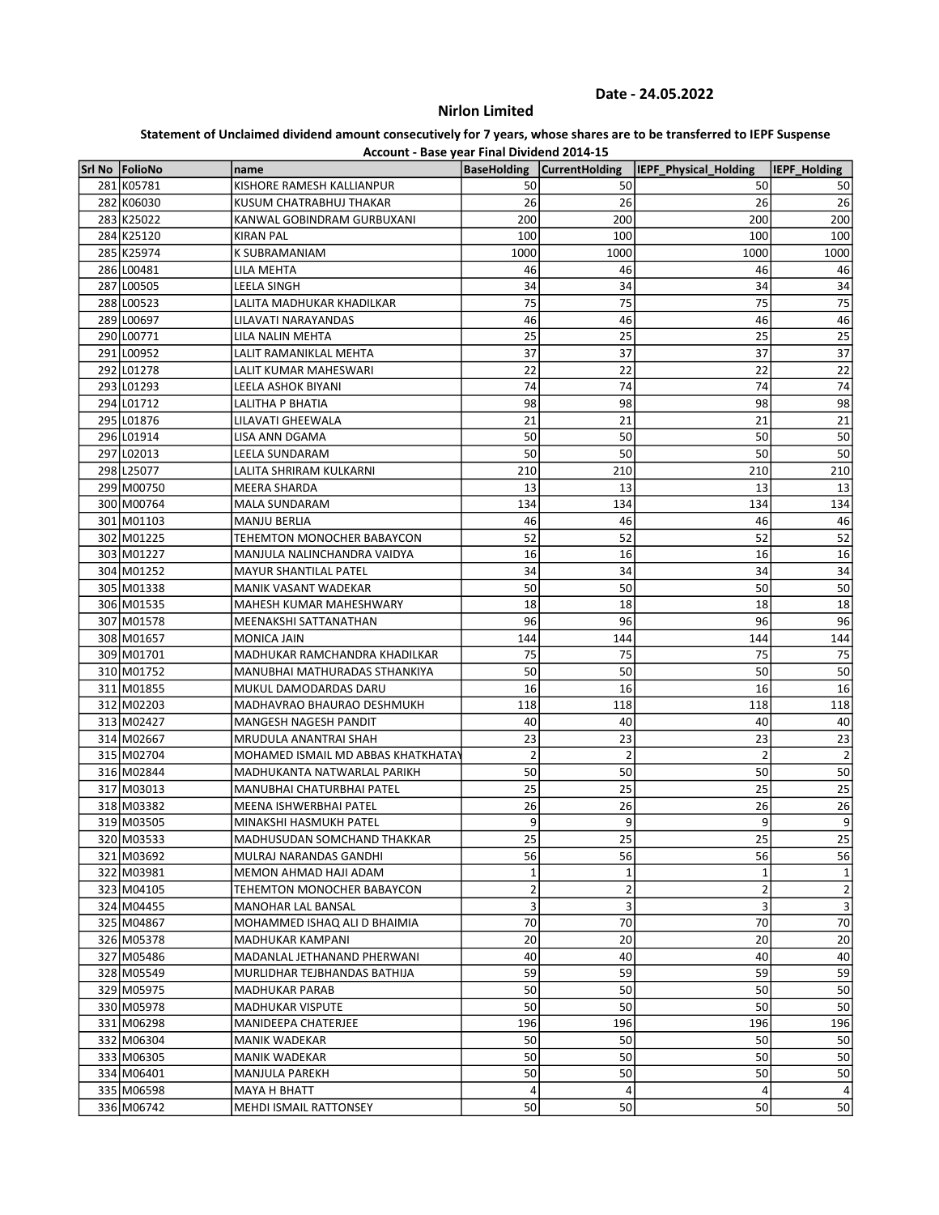Date - 24.05.2022

**Nirlon Limited**

**Statement of Unclaimed dividend amount consecutively for 7 years, whose shares are to be transferred to IEPF Suspense Account - Base year Final Dividend 2014-15**

| Srl No | FolioNo | name | BaseHolding | CurrentHolding | IEPF_Physical_Holding | IEPF_Holding |
|---|---|---|---|---|---|---|
| 281 | K05781 | KISHORE RAMESH KALLIANPUR | 50 | 50 | 50 | 50 |
| 282 | K06030 | KUSUM CHATRABHUJ THAKAR | 26 | 26 | 26 | 26 |
| 283 | K25022 | KANWAL GOBINDRAM GURBUXANI | 200 | 200 | 200 | 200 |
| 284 | K25120 | KIRAN PAL | 100 | 100 | 100 | 100 |
| 285 | K25974 | K SUBRAMANIAM | 1000 | 1000 | 1000 | 1000 |
| 286 | L00481 | LILA MEHTA | 46 | 46 | 46 | 46 |
| 287 | L00505 | LEELA SINGH | 34 | 34 | 34 | 34 |
| 288 | L00523 | LALITA MADHUKAR KHADILKAR | 75 | 75 | 75 | 75 |
| 289 | L00697 | LILAVATI NARAYANDAS | 46 | 46 | 46 | 46 |
| 290 | L00771 | LILA NALIN MEHTA | 25 | 25 | 25 | 25 |
| 291 | L00952 | LALIT RAMANIKLAL MEHTA | 37 | 37 | 37 | 37 |
| 292 | L01278 | LALIT KUMAR MAHESWARI | 22 | 22 | 22 | 22 |
| 293 | L01293 | LEELA ASHOK BIYANI | 74 | 74 | 74 | 74 |
| 294 | L01712 | LALITHA P BHATIA | 98 | 98 | 98 | 98 |
| 295 | L01876 | LILAVATI GHEEWALA | 21 | 21 | 21 | 21 |
| 296 | L01914 | LISA ANN DGAMA | 50 | 50 | 50 | 50 |
| 297 | L02013 | LEELA SUNDARAM | 50 | 50 | 50 | 50 |
| 298 | L25077 | LALITA SHRIRAM KULKARNI | 210 | 210 | 210 | 210 |
| 299 | M00750 | MEERA SHARDA | 13 | 13 | 13 | 13 |
| 300 | M00764 | MALA SUNDARAM | 134 | 134 | 134 | 134 |
| 301 | M01103 | MANJU BERLIA | 46 | 46 | 46 | 46 |
| 302 | M01225 | TEHEMTON MONOCHER BABAYCON | 52 | 52 | 52 | 52 |
| 303 | M01227 | MANJULA NALINCHANDRA VAIDYA | 16 | 16 | 16 | 16 |
| 304 | M01252 | MAYUR SHANTILAL PATEL | 34 | 34 | 34 | 34 |
| 305 | M01338 | MANIK VASANT WADEKAR | 50 | 50 | 50 | 50 |
| 306 | M01535 | MAHESH KUMAR MAHESHWARY | 18 | 18 | 18 | 18 |
| 307 | M01578 | MEENAKSHI SATTANATHAN | 96 | 96 | 96 | 96 |
| 308 | M01657 | MONICA JAIN | 144 | 144 | 144 | 144 |
| 309 | M01701 | MADHUKAR RAMCHANDRA KHADILKAR | 75 | 75 | 75 | 75 |
| 310 | M01752 | MANUBHAI MATHURADAS STHANKIYA | 50 | 50 | 50 | 50 |
| 311 | M01855 | MUKUL DAMODARDAS DARU | 16 | 16 | 16 | 16 |
| 312 | M02203 | MADHAVRAO BHAURAO DESHMUKH | 118 | 118 | 118 | 118 |
| 313 | M02427 | MANGESH NAGESH PANDIT | 40 | 40 | 40 | 40 |
| 314 | M02667 | MRUDULA ANANTRAI SHAH | 23 | 23 | 23 | 23 |
| 315 | M02704 | MOHAMED ISMAIL MD ABBAS KHATKHATAY | 2 | 2 | 2 | 2 |
| 316 | M02844 | MADHUKANTA NATWARLAL PARIKH | 50 | 50 | 50 | 50 |
| 317 | M03013 | MANUBHAI CHATURBHAI PATEL | 25 | 25 | 25 | 25 |
| 318 | M03382 | MEENA ISHWERBHAI PATEL | 26 | 26 | 26 | 26 |
| 319 | M03505 | MINAKSHI HASMUKH PATEL | 9 | 9 | 9 | 9 |
| 320 | M03533 | MADHUSUDAN SOMCHAND THAKKAR | 25 | 25 | 25 | 25 |
| 321 | M03692 | MULRAJ NARANDAS GANDHI | 56 | 56 | 56 | 56 |
| 322 | M03981 | MEMON AHMAD HAJI ADAM | 1 | 1 | 1 | 1 |
| 323 | M04105 | TEHEMTON MONOCHER BABAYCON | 2 | 2 | 2 | 2 |
| 324 | M04455 | MANOHAR LAL BANSAL | 3 | 3 | 3 | 3 |
| 325 | M04867 | MOHAMMED ISHAQ ALI D BHAIMIA | 70 | 70 | 70 | 70 |
| 326 | M05378 | MADHUKAR KAMPANI | 20 | 20 | 20 | 20 |
| 327 | M05486 | MADANLAL JETHANAND PHERWANI | 40 | 40 | 40 | 40 |
| 328 | M05549 | MURLIDHAR TEJBHANDAS BATHIJA | 59 | 59 | 59 | 59 |
| 329 | M05975 | MADHUKAR PARAB | 50 | 50 | 50 | 50 |
| 330 | M05978 | MADHUKAR VISPUTE | 50 | 50 | 50 | 50 |
| 331 | M06298 | MANIDEEPA CHATERJEE | 196 | 196 | 196 | 196 |
| 332 | M06304 | MANIK WADEKAR | 50 | 50 | 50 | 50 |
| 333 | M06305 | MANIK WADEKAR | 50 | 50 | 50 | 50 |
| 334 | M06401 | MANJULA PAREKH | 50 | 50 | 50 | 50 |
| 335 | M06598 | MAYA H BHATT | 4 | 4 | 4 | 4 |
| 336 | M06742 | MEHDI ISMAIL RATTONSEY | 50 | 50 | 50 | 50 |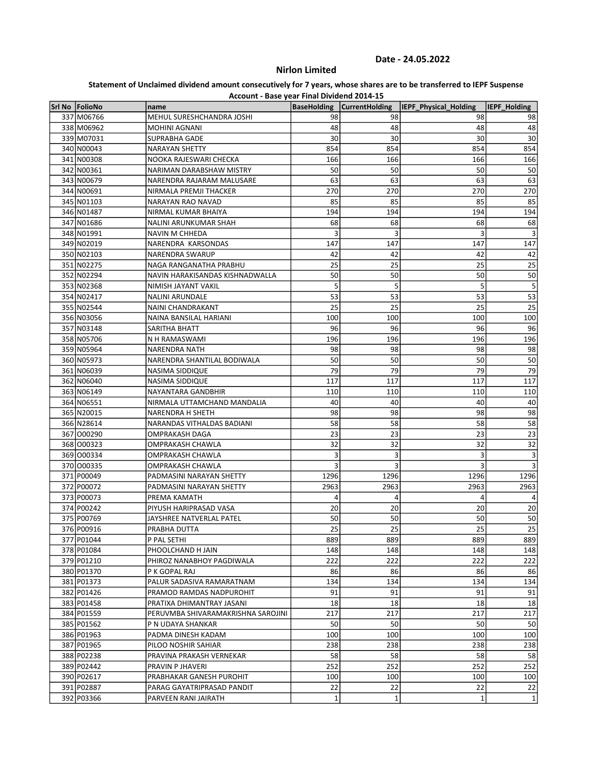Date - 24.05.2022

**Nirlon Limited**

**Statement of Unclaimed dividend amount consecutively for 7 years, whose shares are to be transferred to IEPF Suspense Account - Base year Final Dividend 2014-15**

| Srl No | FolioNo | name | BaseHolding | CurrentHolding | IEPF_Physical_Holding | IEPF_Holding |
|---|---|---|---|---|---|---|
| 337 | M06766 | MEHUL SURESHCHANDRA JOSHI | 98 | 98 | 98 | 98 |
| 338 | M06962 | MOHINI AGNANI | 48 | 48 | 48 | 48 |
| 339 | M07031 | SUPRABHA GADE | 30 | 30 | 30 | 30 |
| 340 | N00043 | NARAYAN SHETTY | 854 | 854 | 854 | 854 |
| 341 | N00308 | NOOKA RAJESWARI CHECKA | 166 | 166 | 166 | 166 |
| 342 | N00361 | NARIMAN DARABSHAW MISTRY | 50 | 50 | 50 | 50 |
| 343 | N00679 | NARENDRA RAJARAM MALUSARE | 63 | 63 | 63 | 63 |
| 344 | N00691 | NIRMALA PREMJI THACKER | 270 | 270 | 270 | 270 |
| 345 | N01103 | NARAYAN RAO NAVAD | 85 | 85 | 85 | 85 |
| 346 | N01487 | NIRMAL KUMAR BHAIYA | 194 | 194 | 194 | 194 |
| 347 | N01686 | NALINI ARUNKUMAR SHAH | 68 | 68 | 68 | 68 |
| 348 | N01991 | NAVIN M CHHEDA | 3 | 3 | 3 | 3 |
| 349 | N02019 | NARENDRA KARSONDAS | 147 | 147 | 147 | 147 |
| 350 | N02103 | NARENDRA SWARUP | 42 | 42 | 42 | 42 |
| 351 | N02275 | NAGA RANGANATHA PRABHU | 25 | 25 | 25 | 25 |
| 352 | N02294 | NAVIN HARAKISANDAS KISHNADWALLA | 50 | 50 | 50 | 50 |
| 353 | N02368 | NIMISH JAYANT VAKIL | 5 | 5 | 5 | 5 |
| 354 | N02417 | NALINI ARUNDALE | 53 | 53 | 53 | 53 |
| 355 | N02544 | NAINI CHANDRAKANT | 25 | 25 | 25 | 25 |
| 356 | N03056 | NAINA BANSILAL HARIANI | 100 | 100 | 100 | 100 |
| 357 | N03148 | SARITHA BHATT | 96 | 96 | 96 | 96 |
| 358 | N05706 | N H RAMASWAMI | 196 | 196 | 196 | 196 |
| 359 | N05964 | NARENDRA NATH | 98 | 98 | 98 | 98 |
| 360 | N05973 | NARENDRA SHANTILAL BODIWALA | 50 | 50 | 50 | 50 |
| 361 | N06039 | NASIMA SIDDIQUE | 79 | 79 | 79 | 79 |
| 362 | N06040 | NASIMA SIDDIQUE | 117 | 117 | 117 | 117 |
| 363 | N06149 | NAYANTARA GANDBHIR | 110 | 110 | 110 | 110 |
| 364 | N06551 | NIRMALA UTTAMCHAND MANDALIA | 40 | 40 | 40 | 40 |
| 365 | N20015 | NARENDRA H SHETH | 98 | 98 | 98 | 98 |
| 366 | N28614 | NARANDAS VITHALDAS BADIANI | 58 | 58 | 58 | 58 |
| 367 | O00290 | OMPRAKASH DAGA | 23 | 23 | 23 | 23 |
| 368 | O00323 | OMPRAKASH CHAWLA | 32 | 32 | 32 | 32 |
| 369 | O00334 | OMPRAKASH CHAWLA | 3 | 3 | 3 | 3 |
| 370 | O00335 | OMPRAKASH CHAWLA | 3 | 3 | 3 | 3 |
| 371 | P00049 | PADMASINI NARAYAN SHETTY | 1296 | 1296 | 1296 | 1296 |
| 372 | P00072 | PADMASINI NARAYAN SHETTY | 2963 | 2963 | 2963 | 2963 |
| 373 | P00073 | PREMA KAMATH | 4 | 4 | 4 | 4 |
| 374 | P00242 | PIYUSH HARIPRASAD VASA | 20 | 20 | 20 | 20 |
| 375 | P00769 | JAYSHREE NATVERLAL PATEL | 50 | 50 | 50 | 50 |
| 376 | P00916 | PRABHA DUTTA | 25 | 25 | 25 | 25 |
| 377 | P01044 | P PAL SETHI | 889 | 889 | 889 | 889 |
| 378 | P01084 | PHOOLCHAND H JAIN | 148 | 148 | 148 | 148 |
| 379 | P01210 | PHIROZ NANABHOY PAGDIWALA | 222 | 222 | 222 | 222 |
| 380 | P01370 | P K GOPAL RAJ | 86 | 86 | 86 | 86 |
| 381 | P01373 | PALUR SADASIVA RAMARATNAM | 134 | 134 | 134 | 134 |
| 382 | P01426 | PRAMOD RAMDAS NADPUROHIT | 91 | 91 | 91 | 91 |
| 383 | P01458 | PRATIXA DHIMANTRAY JASANI | 18 | 18 | 18 | 18 |
| 384 | P01559 | PERUVMBA SHIVARAMAKRISHNA SAROJINI | 217 | 217 | 217 | 217 |
| 385 | P01562 | P N UDAYA SHANKAR | 50 | 50 | 50 | 50 |
| 386 | P01963 | PADMA DINESH KADAM | 100 | 100 | 100 | 100 |
| 387 | P01965 | PILOO NOSHIR SAHIAR | 238 | 238 | 238 | 238 |
| 388 | P02238 | PRAVINA PRAKASH VERNEKAR | 58 | 58 | 58 | 58 |
| 389 | P02442 | PRAVIN P JHAVERI | 252 | 252 | 252 | 252 |
| 390 | P02617 | PRABHAKAR GANESH PUROHIT | 100 | 100 | 100 | 100 |
| 391 | P02887 | PARAG GAYATRIPRASAD PANDIT | 22 | 22 | 22 | 22 |
| 392 | P03366 | PARVEEN RANI JAIRATH | 1 | 1 | 1 | 1 |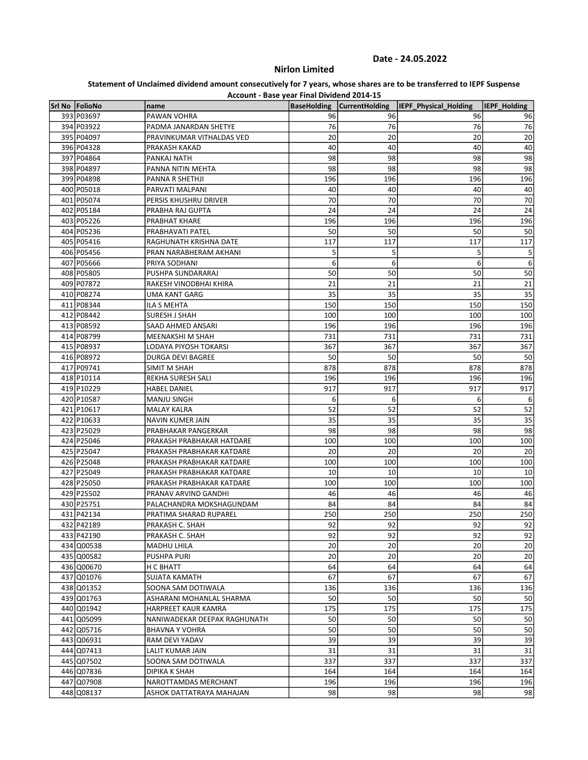Date - 24.05.2022

## Nirlon Limited

**Statement of Unclaimed dividend amount consecutively for 7 years, whose shares are to be transferred to IEPF Suspense Account - Base year Final Dividend 2014-15**

| Srl No | FolioNo | name | BaseHolding | CurrentHolding | IEPF_Physical_Holding | IEPF_Holding |
|---|---|---|---|---|---|---|
| 393 | P03697 | PAWAN VOHRA | 96 | 96 | 96 | 96 |
| 394 | P03922 | PADMA JANARDAN SHETYE | 76 | 76 | 76 | 76 |
| 395 | P04097 | PRAVINKUMAR VITHALDAS VED | 20 | 20 | 20 | 20 |
| 396 | P04328 | PRAKASH KAKAD | 40 | 40 | 40 | 40 |
| 397 | P04864 | PANKAJ NATH | 98 | 98 | 98 | 98 |
| 398 | P04897 | PANNA NITIN MEHTA | 98 | 98 | 98 | 98 |
| 399 | P04898 | PANNA R SHETHJI | 196 | 196 | 196 | 196 |
| 400 | P05018 | PARVATI MALPANI | 40 | 40 | 40 | 40 |
| 401 | P05074 | PERSIS KHUSHRU DRIVER | 70 | 70 | 70 | 70 |
| 402 | P05184 | PRABHA RAJ GUPTA | 24 | 24 | 24 | 24 |
| 403 | P05226 | PRABHAT KHARE | 196 | 196 | 196 | 196 |
| 404 | P05236 | PRABHAVATI PATEL | 50 | 50 | 50 | 50 |
| 405 | P05416 | RAGHUNATH KRISHNA DATE | 117 | 117 | 117 | 117 |
| 406 | P05456 | PRAN NARABHERAM AKHANI | 5 | 5 | 5 | 5 |
| 407 | P05666 | PRIYA SODHANI | 6 | 6 | 6 | 6 |
| 408 | P05805 | PUSHPA SUNDARARAJ | 50 | 50 | 50 | 50 |
| 409 | P07872 | RAKESH VINODBHAI KHIRA | 21 | 21 | 21 | 21 |
| 410 | P08274 | UMA KANT GARG | 35 | 35 | 35 | 35 |
| 411 | P08344 | ILA S MEHTA | 150 | 150 | 150 | 150 |
| 412 | P08442 | SURESH J SHAH | 100 | 100 | 100 | 100 |
| 413 | P08592 | SAAD AHMED ANSARI | 196 | 196 | 196 | 196 |
| 414 | P08799 | MEENAKSHI M SHAH | 731 | 731 | 731 | 731 |
| 415 | P08937 | LODAYA PIYOSH TOKARSI | 367 | 367 | 367 | 367 |
| 416 | P08972 | DURGA DEVI BAGREE | 50 | 50 | 50 | 50 |
| 417 | P09741 | SIMIT M SHAH | 878 | 878 | 878 | 878 |
| 418 | P10114 | REKHA SURESH SALI | 196 | 196 | 196 | 196 |
| 419 | P10229 | HABEL DANIEL | 917 | 917 | 917 | 917 |
| 420 | P10587 | MANJU SINGH | 6 | 6 | 6 | 6 |
| 421 | P10617 | MALAY KALRA | 52 | 52 | 52 | 52 |
| 422 | P10633 | NAVIN KUMER JAIN | 35 | 35 | 35 | 35 |
| 423 | P25029 | PRABHAKAR PANGERKAR | 98 | 98 | 98 | 98 |
| 424 | P25046 | PRAKASH PRABHAKAR HATDARE | 100 | 100 | 100 | 100 |
| 425 | P25047 | PRAKASH PRABHAKAR KATDARE | 20 | 20 | 20 | 20 |
| 426 | P25048 | PRAKASH PRABHAKAR KATDARE | 100 | 100 | 100 | 100 |
| 427 | P25049 | PRAKASH PRABHAKAR KATDARE | 10 | 10 | 10 | 10 |
| 428 | P25050 | PRAKASH PRABHAKAR KATDARE | 100 | 100 | 100 | 100 |
| 429 | P25502 | PRANAV ARVIND GANDHI | 46 | 46 | 46 | 46 |
| 430 | P25751 | PALACHANDRA MOKSHAGUNDAM | 84 | 84 | 84 | 84 |
| 431 | P42134 | PRATIMA SHARAD RUPAREL | 250 | 250 | 250 | 250 |
| 432 | P42189 | PRAKASH C. SHAH | 92 | 92 | 92 | 92 |
| 433 | P42190 | PRAKASH C. SHAH | 92 | 92 | 92 | 92 |
| 434 | Q00538 | MADHU LHILA | 20 | 20 | 20 | 20 |
| 435 | Q00582 | PUSHPA PURI | 20 | 20 | 20 | 20 |
| 436 | Q00670 | H C BHATT | 64 | 64 | 64 | 64 |
| 437 | Q01076 | SUJATA KAMATH | 67 | 67 | 67 | 67 |
| 438 | Q01352 | SOONA SAM DOTIWALA | 136 | 136 | 136 | 136 |
| 439 | Q01763 | ASHARANI MOHANLAL SHARMA | 50 | 50 | 50 | 50 |
| 440 | Q01942 | HARPREET KAUR KAMRA | 175 | 175 | 175 | 175 |
| 441 | Q05099 | NANIWADEKAR DEEPAK RAGHUNATH | 50 | 50 | 50 | 50 |
| 442 | Q05716 | BHAVNA Y VOHRA | 50 | 50 | 50 | 50 |
| 443 | Q06931 | RAM DEVI YADAV | 39 | 39 | 39 | 39 |
| 444 | Q07413 | LALIT KUMAR JAIN | 31 | 31 | 31 | 31 |
| 445 | Q07502 | SOONA SAM DOTIWALA | 337 | 337 | 337 | 337 |
| 446 | Q07836 | DIPIKA K SHAH | 164 | 164 | 164 | 164 |
| 447 | Q07908 | NAROTTAMDAS MERCHANT | 196 | 196 | 196 | 196 |
| 448 | Q08137 | ASHOK DATTATRAYA MAHAJAN | 98 | 98 | 98 | 98 |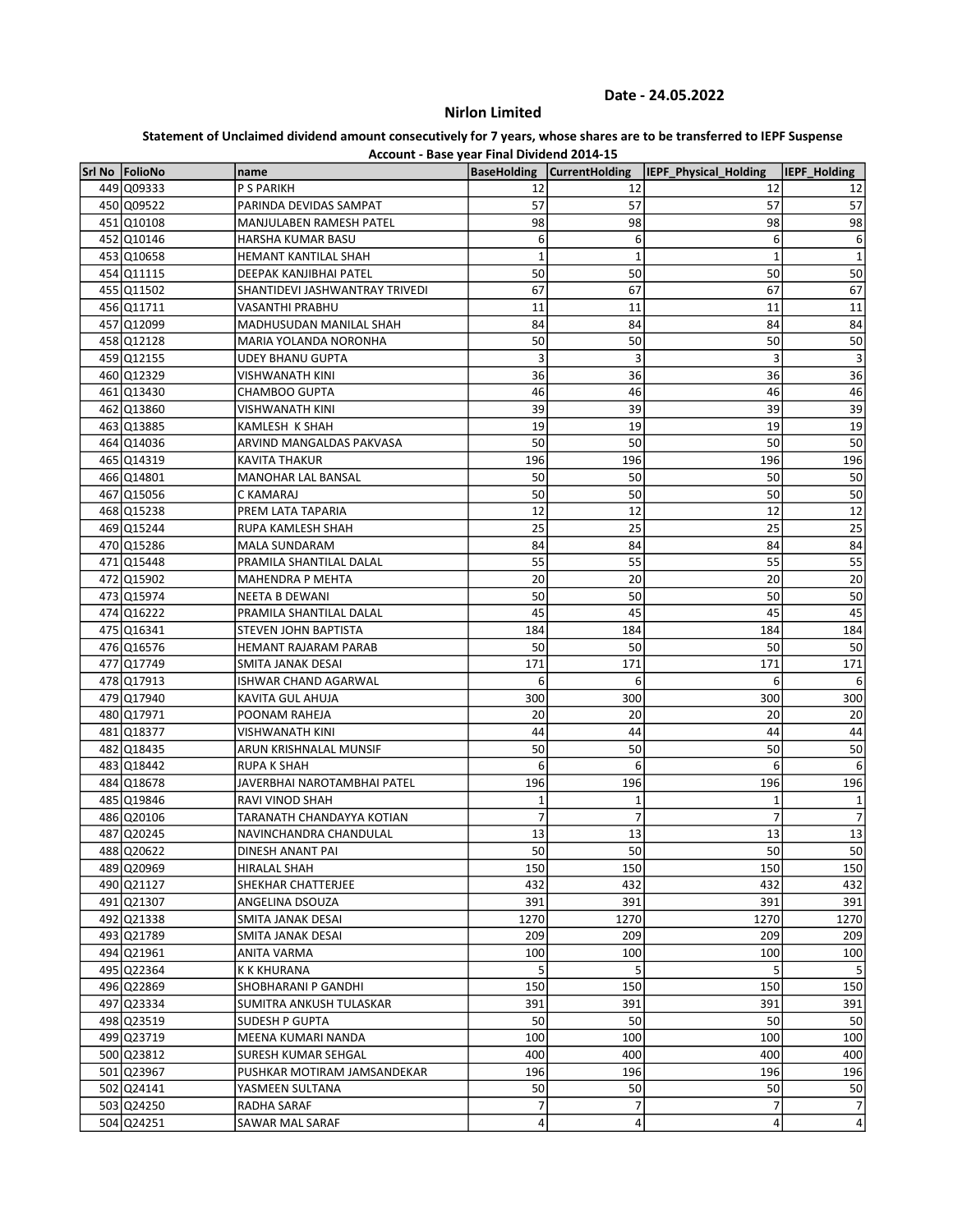Date - 24.05.2022

## Nirlon Limited

**Statement of Unclaimed dividend amount consecutively for 7 years, whose shares are to be transferred to IEPF Suspense Account - Base year Final Dividend 2014-15**

| Srl No | FolioNo | name | BaseHolding | CurrentHolding | IEPF_Physical_Holding | IEPF_Holding |
|---|---|---|---|---|---|---|
| 449 | Q09333 | P S PARIKH | 12 | 12 | 12 | 12 |
| 450 | Q09522 | PARINDA DEVIDAS SAMPAT | 57 | 57 | 57 | 57 |
| 451 | Q10108 | MANJULABEN RAMESH PATEL | 98 | 98 | 98 | 98 |
| 452 | Q10146 | HARSHA KUMAR BASU | 6 | 6 | 6 | 6 |
| 453 | Q10658 | HEMANT KANTILAL SHAH | 1 | 1 | 1 | 1 |
| 454 | Q11115 | DEEPAK KANJIBHAI PATEL | 50 | 50 | 50 | 50 |
| 455 | Q11502 | SHANTIDEVI JASHWANTRAY TRIVEDI | 67 | 67 | 67 | 67 |
| 456 | Q11711 | VASANTHI PRABHU | 11 | 11 | 11 | 11 |
| 457 | Q12099 | MADHUSUDAN MANILAL SHAH | 84 | 84 | 84 | 84 |
| 458 | Q12128 | MARIA YOLANDA NORONHA | 50 | 50 | 50 | 50 |
| 459 | Q12155 | UDEY BHANU GUPTA | 3 | 3 | 3 | 3 |
| 460 | Q12329 | VISHWANATH KINI | 36 | 36 | 36 | 36 |
| 461 | Q13430 | CHAMBOO GUPTA | 46 | 46 | 46 | 46 |
| 462 | Q13860 | VISHWANATH KINI | 39 | 39 | 39 | 39 |
| 463 | Q13885 | KAMLESH K SHAH | 19 | 19 | 19 | 19 |
| 464 | Q14036 | ARVIND MANGALDAS PAKVASA | 50 | 50 | 50 | 50 |
| 465 | Q14319 | KAVITA THAKUR | 196 | 196 | 196 | 196 |
| 466 | Q14801 | MANOHAR LAL BANSAL | 50 | 50 | 50 | 50 |
| 467 | Q15056 | C KAMARAJ | 50 | 50 | 50 | 50 |
| 468 | Q15238 | PREM LATA TAPARIA | 12 | 12 | 12 | 12 |
| 469 | Q15244 | RUPA KAMLESH SHAH | 25 | 25 | 25 | 25 |
| 470 | Q15286 | MALA SUNDARAM | 84 | 84 | 84 | 84 |
| 471 | Q15448 | PRAMILA SHANTILAL DALAL | 55 | 55 | 55 | 55 |
| 472 | Q15902 | MAHENDRA P MEHTA | 20 | 20 | 20 | 20 |
| 473 | Q15974 | NEETA B DEWANI | 50 | 50 | 50 | 50 |
| 474 | Q16222 | PRAMILA SHANTILAL DALAL | 45 | 45 | 45 | 45 |
| 475 | Q16341 | STEVEN JOHN BAPTISTA | 184 | 184 | 184 | 184 |
| 476 | Q16576 | HEMANT RAJARAM PARAB | 50 | 50 | 50 | 50 |
| 477 | Q17749 | SMITA JANAK DESAI | 171 | 171 | 171 | 171 |
| 478 | Q17913 | ISHWAR CHAND AGARWAL | 6 | 6 | 6 | 6 |
| 479 | Q17940 | KAVITA GUL AHUJA | 300 | 300 | 300 | 300 |
| 480 | Q17971 | POONAM RAHEJA | 20 | 20 | 20 | 20 |
| 481 | Q18377 | VISHWANATH KINI | 44 | 44 | 44 | 44 |
| 482 | Q18435 | ARUN KRISHNALAL MUNSIF | 50 | 50 | 50 | 50 |
| 483 | Q18442 | RUPA K SHAH | 6 | 6 | 6 | 6 |
| 484 | Q18678 | JAVERBHAI NAROTAMBHAI PATEL | 196 | 196 | 196 | 196 |
| 485 | Q19846 | RAVI VINOD SHAH | 1 | 1 | 1 | 1 |
| 486 | Q20106 | TARANATH CHANDAYYA KOTIAN | 7 | 7 | 7 | 7 |
| 487 | Q20245 | NAVINCHANDRA CHANDULAL | 13 | 13 | 13 | 13 |
| 488 | Q20622 | DINESH ANANT PAI | 50 | 50 | 50 | 50 |
| 489 | Q20969 | HIRALAL SHAH | 150 | 150 | 150 | 150 |
| 490 | Q21127 | SHEKHAR CHATTERJEE | 432 | 432 | 432 | 432 |
| 491 | Q21307 | ANGELINA DSOUZA | 391 | 391 | 391 | 391 |
| 492 | Q21338 | SMITA JANAK DESAI | 1270 | 1270 | 1270 | 1270 |
| 493 | Q21789 | SMITA JANAK DESAI | 209 | 209 | 209 | 209 |
| 494 | Q21961 | ANITA VARMA | 100 | 100 | 100 | 100 |
| 495 | Q22364 | K K KHURANA | 5 | 5 | 5 | 5 |
| 496 | Q22869 | SHOBHARANI P GANDHI | 150 | 150 | 150 | 150 |
| 497 | Q23334 | SUMITRA ANKUSH TULASKAR | 391 | 391 | 391 | 391 |
| 498 | Q23519 | SUDESH P GUPTA | 50 | 50 | 50 | 50 |
| 499 | Q23719 | MEENA KUMARI NANDA | 100 | 100 | 100 | 100 |
| 500 | Q23812 | SURESH KUMAR SEHGAL | 400 | 400 | 400 | 400 |
| 501 | Q23967 | PUSHKAR MOTIRAM JAMSANDEKAR | 196 | 196 | 196 | 196 |
| 502 | Q24141 | YASMEEN SULTANA | 50 | 50 | 50 | 50 |
| 503 | Q24250 | RADHA SARAF | 7 | 7 | 7 | 7 |
| 504 | Q24251 | SAWAR MAL SARAF | 4 | 4 | 4 | 4 |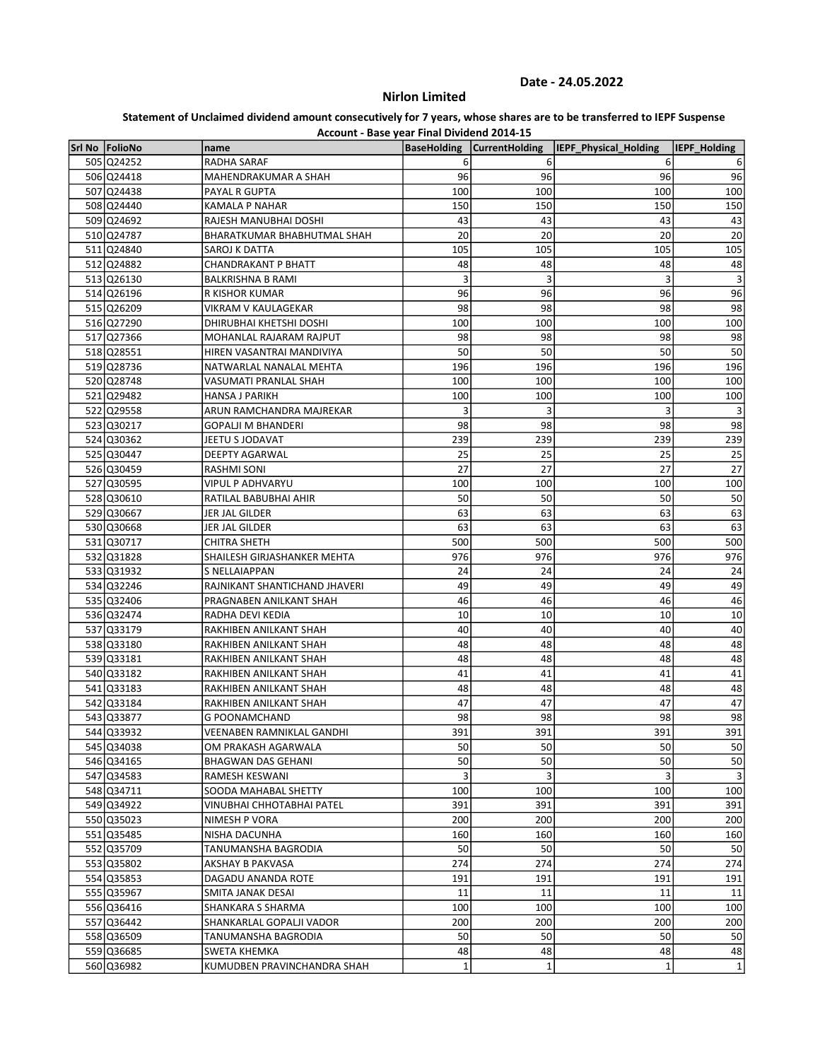Date - 24.05.2022

## Nirlon Limited

**Statement of Unclaimed dividend amount consecutively for 7 years, whose shares are to be transferred to IEPF Suspense Account - Base year Final Dividend 2014-15**

| Srl No | FolioNo | name | BaseHolding | CurrentHolding | IEPF_Physical_Holding | IEPF_Holding |
|---|---|---|---|---|---|---|
| 505 | Q24252 | RADHA SARAF | 6 | 6 | 6 | 6 |
| 506 | Q24418 | MAHENDRAKUMAR A SHAH | 96 | 96 | 96 | 96 |
| 507 | Q24438 | PAYAL R GUPTA | 100 | 100 | 100 | 100 |
| 508 | Q24440 | KAMALA P NAHAR | 150 | 150 | 150 | 150 |
| 509 | Q24692 | RAJESH MANUBHAI DOSHI | 43 | 43 | 43 | 43 |
| 510 | Q24787 | BHARATKUMAR BHABHUTMAL SHAH | 20 | 20 | 20 | 20 |
| 511 | Q24840 | SAROJ K DATTA | 105 | 105 | 105 | 105 |
| 512 | Q24882 | CHANDRAKANT P BHATT | 48 | 48 | 48 | 48 |
| 513 | Q26130 | BALKRISHNA B RAMI | 3 | 3 | 3 | 3 |
| 514 | Q26196 | R KISHOR KUMAR | 96 | 96 | 96 | 96 |
| 515 | Q26209 | VIKRAM V KAULAGEKAR | 98 | 98 | 98 | 98 |
| 516 | Q27290 | DHIRUBHAI KHETSHI DOSHI | 100 | 100 | 100 | 100 |
| 517 | Q27366 | MOHANLAL RAJARAM RAJPUT | 98 | 98 | 98 | 98 |
| 518 | Q28551 | HIREN VASANTRAI MANDIVIYA | 50 | 50 | 50 | 50 |
| 519 | Q28736 | NATWARLAL NANALAL MEHTA | 196 | 196 | 196 | 196 |
| 520 | Q28748 | VASUMATI PRANLAL SHAH | 100 | 100 | 100 | 100 |
| 521 | Q29482 | HANSA J PARIKH | 100 | 100 | 100 | 100 |
| 522 | Q29558 | ARUN RAMCHANDRA MAJREKAR | 3 | 3 | 3 | 3 |
| 523 | Q30217 | GOPALJI M BHANDERI | 98 | 98 | 98 | 98 |
| 524 | Q30362 | JEETU S JODAVAT | 239 | 239 | 239 | 239 |
| 525 | Q30447 | DEEPTY AGARWAL | 25 | 25 | 25 | 25 |
| 526 | Q30459 | RASHMI SONI | 27 | 27 | 27 | 27 |
| 527 | Q30595 | VIPUL P ADHVARYU | 100 | 100 | 100 | 100 |
| 528 | Q30610 | RATILAL BABUBHAI AHIR | 50 | 50 | 50 | 50 |
| 529 | Q30667 | JER JAL GILDER | 63 | 63 | 63 | 63 |
| 530 | Q30668 | JER JAL GILDER | 63 | 63 | 63 | 63 |
| 531 | Q30717 | CHITRA SHETH | 500 | 500 | 500 | 500 |
| 532 | Q31828 | SHAILESH GIRJASHANKER MEHTA | 976 | 976 | 976 | 976 |
| 533 | Q31932 | S NELLAIAPPAN | 24 | 24 | 24 | 24 |
| 534 | Q32246 | RAJNIKANT SHANTICHAND JHAVERI | 49 | 49 | 49 | 49 |
| 535 | Q32406 | PRAGNABEN ANILKANT SHAH | 46 | 46 | 46 | 46 |
| 536 | Q32474 | RADHA DEVI KEDIA | 10 | 10 | 10 | 10 |
| 537 | Q33179 | RAKHIBEN ANILKANT SHAH | 40 | 40 | 40 | 40 |
| 538 | Q33180 | RAKHIBEN ANILKANT SHAH | 48 | 48 | 48 | 48 |
| 539 | Q33181 | RAKHIBEN ANILKANT SHAH | 48 | 48 | 48 | 48 |
| 540 | Q33182 | RAKHIBEN ANILKANT SHAH | 41 | 41 | 41 | 41 |
| 541 | Q33183 | RAKHIBEN ANILKANT SHAH | 48 | 48 | 48 | 48 |
| 542 | Q33184 | RAKHIBEN ANILKANT SHAH | 47 | 47 | 47 | 47 |
| 543 | Q33877 | G POONAMCHAND | 98 | 98 | 98 | 98 |
| 544 | Q33932 | VEENABEN RAMNIKLAL GANDHI | 391 | 391 | 391 | 391 |
| 545 | Q34038 | OM PRAKASH AGARWALA | 50 | 50 | 50 | 50 |
| 546 | Q34165 | BHAGWAN DAS GEHANI | 50 | 50 | 50 | 50 |
| 547 | Q34583 | RAMESH KESWANI | 3 | 3 | 3 | 3 |
| 548 | Q34711 | SOODA MAHABAL SHETTY | 100 | 100 | 100 | 100 |
| 549 | Q34922 | VINUBHAI CHHOTABHAI PATEL | 391 | 391 | 391 | 391 |
| 550 | Q35023 | NIMESH P VORA | 200 | 200 | 200 | 200 |
| 551 | Q35485 | NISHA DACUNHA | 160 | 160 | 160 | 160 |
| 552 | Q35709 | TANUMANSHA BAGRODIA | 50 | 50 | 50 | 50 |
| 553 | Q35802 | AKSHAY B PAKVASA | 274 | 274 | 274 | 274 |
| 554 | Q35853 | DAGADU ANANDA ROTE | 191 | 191 | 191 | 191 |
| 555 | Q35967 | SMITA JANAK DESAI | 11 | 11 | 11 | 11 |
| 556 | Q36416 | SHANKARA S SHARMA | 100 | 100 | 100 | 100 |
| 557 | Q36442 | SHANKARLAL GOPALJI VADOR | 200 | 200 | 200 | 200 |
| 558 | Q36509 | TANUMANSHA BAGRODIA | 50 | 50 | 50 | 50 |
| 559 | Q36685 | SWETA KHEMKA | 48 | 48 | 48 | 48 |
| 560 | Q36982 | KUMUDBEN PRAVINCHANDRA SHAH | 1 | 1 | 1 | 1 |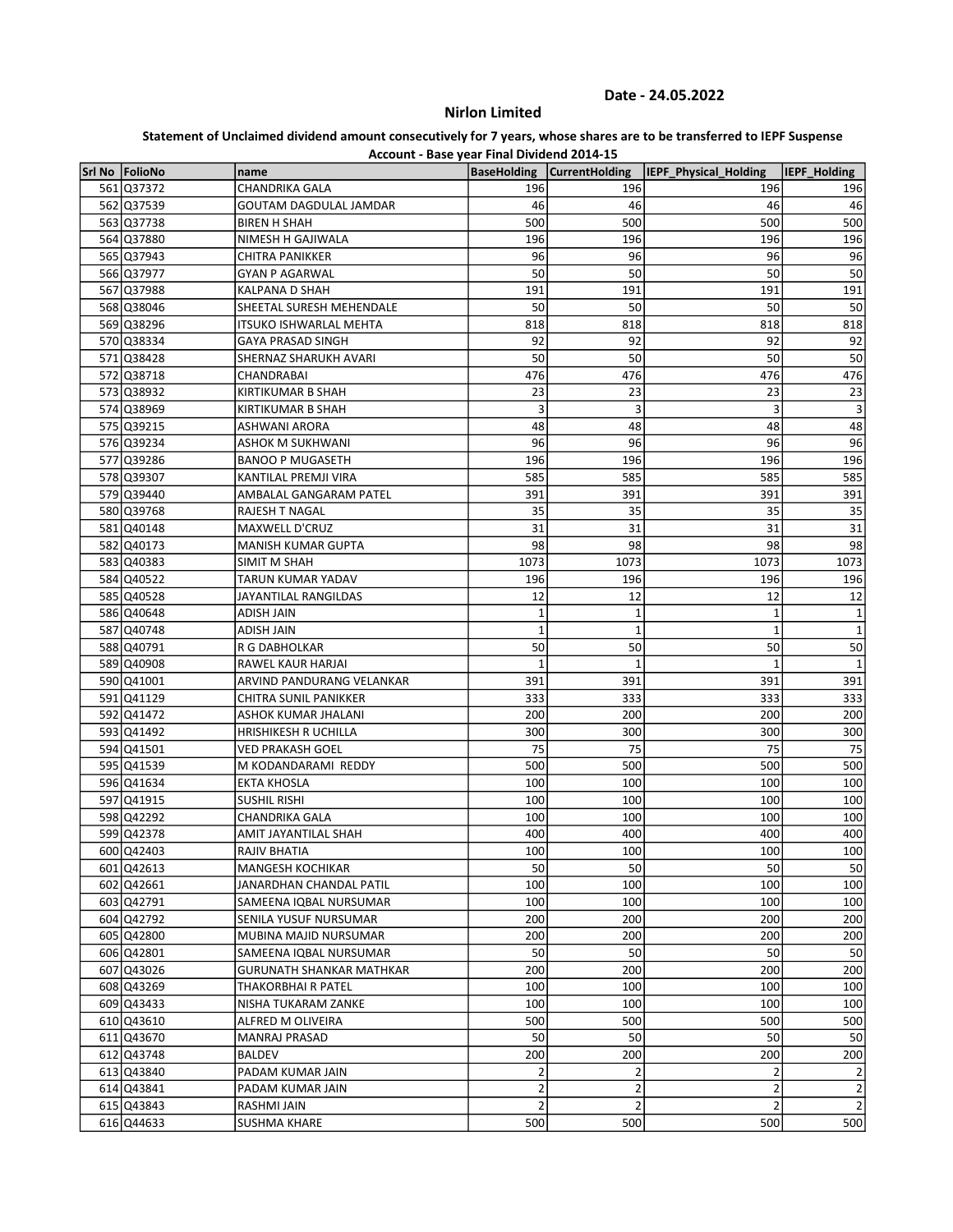Date - 24.05.2022

## Nirlon Limited

### Statement of Unclaimed dividend amount consecutively for 7 years, whose shares are to be transferred to IEPF Suspense Account - Base year Final Dividend 2014-15

| Srl No | FolioNo | name | BaseHolding | CurrentHolding | IEPF_Physical_Holding | IEPF_Holding |
|---|---|---|---|---|---|---|
| 561 | Q37372 | CHANDRIKA GALA | 196 | 196 | 196 | 196 |
| 562 | Q37539 | GOUTAM DAGDULAL JAMDAR | 46 | 46 | 46 | 46 |
| 563 | Q37738 | BIREN H SHAH | 500 | 500 | 500 | 500 |
| 564 | Q37880 | NIMESH H GAJIWALA | 196 | 196 | 196 | 196 |
| 565 | Q37943 | CHITRA PANIKKER | 96 | 96 | 96 | 96 |
| 566 | Q37977 | GYAN P AGARWAL | 50 | 50 | 50 | 50 |
| 567 | Q37988 | KALPANA D SHAH | 191 | 191 | 191 | 191 |
| 568 | Q38046 | SHEETAL SURESH MEHENDALE | 50 | 50 | 50 | 50 |
| 569 | Q38296 | ITSUKO ISHWARLAL MEHTA | 818 | 818 | 818 | 818 |
| 570 | Q38334 | GAYA PRASAD SINGH | 92 | 92 | 92 | 92 |
| 571 | Q38428 | SHERNAZ SHARUKH AVARI | 50 | 50 | 50 | 50 |
| 572 | Q38718 | CHANDRABAI | 476 | 476 | 476 | 476 |
| 573 | Q38932 | KIRTIKUMAR B SHAH | 23 | 23 | 23 | 23 |
| 574 | Q38969 | KIRTIKUMAR B SHAH | 3 | 3 | 3 | 3 |
| 575 | Q39215 | ASHWANI ARORA | 48 | 48 | 48 | 48 |
| 576 | Q39234 | ASHOK M SUKHWANI | 96 | 96 | 96 | 96 |
| 577 | Q39286 | BANOO P MUGASETH | 196 | 196 | 196 | 196 |
| 578 | Q39307 | KANTILAL PREMJI VIRA | 585 | 585 | 585 | 585 |
| 579 | Q39440 | AMBALAL GANGARAM PATEL | 391 | 391 | 391 | 391 |
| 580 | Q39768 | RAJESH T NAGAL | 35 | 35 | 35 | 35 |
| 581 | Q40148 | MAXWELL D'CRUZ | 31 | 31 | 31 | 31 |
| 582 | Q40173 | MANISH KUMAR GUPTA | 98 | 98 | 98 | 98 |
| 583 | Q40383 | SIMIT M SHAH | 1073 | 1073 | 1073 | 1073 |
| 584 | Q40522 | TARUN KUMAR YADAV | 196 | 196 | 196 | 196 |
| 585 | Q40528 | JAYANTILAL RANGILDAS | 12 | 12 | 12 | 12 |
| 586 | Q40648 | ADISH JAIN | 1 | 1 | 1 | 1 |
| 587 | Q40748 | ADISH JAIN | 1 | 1 | 1 | 1 |
| 588 | Q40791 | R G DABHOLKAR | 50 | 50 | 50 | 50 |
| 589 | Q40908 | RAWEL KAUR HARJAI | 1 | 1 | 1 | 1 |
| 590 | Q41001 | ARVIND PANDURANG VELANKAR | 391 | 391 | 391 | 391 |
| 591 | Q41129 | CHITRA SUNIL PANIKKER | 333 | 333 | 333 | 333 |
| 592 | Q41472 | ASHOK KUMAR JHALANI | 200 | 200 | 200 | 200 |
| 593 | Q41492 | HRISHIKESH R UCHILLA | 300 | 300 | 300 | 300 |
| 594 | Q41501 | VED PRAKASH GOEL | 75 | 75 | 75 | 75 |
| 595 | Q41539 | M KODANDARAMI REDDY | 500 | 500 | 500 | 500 |
| 596 | Q41634 | EKTA KHOSLA | 100 | 100 | 100 | 100 |
| 597 | Q41915 | SUSHIL RISHI | 100 | 100 | 100 | 100 |
| 598 | Q42292 | CHANDRIKA GALA | 100 | 100 | 100 | 100 |
| 599 | Q42378 | AMIT JAYANTILAL SHAH | 400 | 400 | 400 | 400 |
| 600 | Q42403 | RAJIV BHATIA | 100 | 100 | 100 | 100 |
| 601 | Q42613 | MANGESH KOCHIKAR | 50 | 50 | 50 | 50 |
| 602 | Q42661 | JANARDHAN CHANDAL PATIL | 100 | 100 | 100 | 100 |
| 603 | Q42791 | SAMEENA IQBAL NURSUMAR | 100 | 100 | 100 | 100 |
| 604 | Q42792 | SENILA YUSUF NURSUMAR | 200 | 200 | 200 | 200 |
| 605 | Q42800 | MUBINA MAJID NURSUMAR | 200 | 200 | 200 | 200 |
| 606 | Q42801 | SAMEENA IQBAL NURSUMAR | 50 | 50 | 50 | 50 |
| 607 | Q43026 | GURUNATH SHANKAR MATHKAR | 200 | 200 | 200 | 200 |
| 608 | Q43269 | THAKORBHAI R PATEL | 100 | 100 | 100 | 100 |
| 609 | Q43433 | NISHA TUKARAM ZANKE | 100 | 100 | 100 | 100 |
| 610 | Q43610 | ALFRED M OLIVEIRA | 500 | 500 | 500 | 500 |
| 611 | Q43670 | MANRAJ PRASAD | 50 | 50 | 50 | 50 |
| 612 | Q43748 | BALDEV | 200 | 200 | 200 | 200 |
| 613 | Q43840 | PADAM KUMAR JAIN | 2 | 2 | 2 | 2 |
| 614 | Q43841 | PADAM KUMAR JAIN | 2 | 2 | 2 | 2 |
| 615 | Q43843 | RASHMI JAIN | 2 | 2 | 2 | 2 |
| 616 | Q44633 | SUSHMA KHARE | 500 | 500 | 500 | 500 |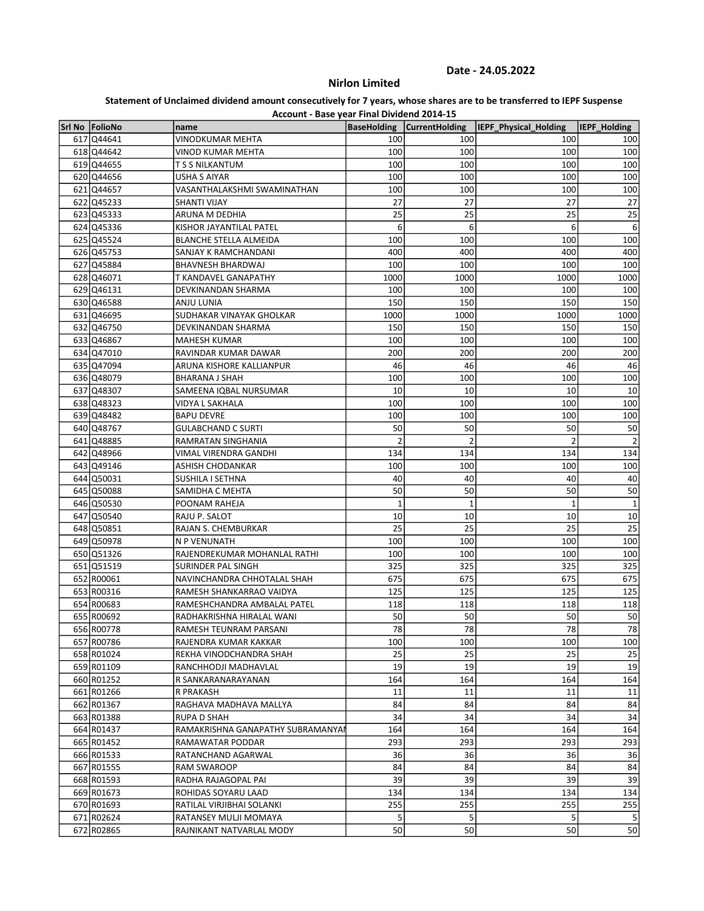Date - 24.05.2022

## Nirlon Limited

**Statement of Unclaimed dividend amount consecutively for 7 years, whose shares are to be transferred to IEPF Suspense Account - Base year Final Dividend 2014-15**

| Srl No | FolioNo | name | BaseHolding | CurrentHolding | IEPF_Physical_Holding | IEPF_Holding |
|---|---|---|---|---|---|---|
| 617 | Q44641 | VINODKUMAR MEHTA | 100 | 100 | 100 | 100 |
| 618 | Q44642 | VINOD KUMAR MEHTA | 100 | 100 | 100 | 100 |
| 619 | Q44655 | T S S NILKANTUM | 100 | 100 | 100 | 100 |
| 620 | Q44656 | USHA S AIYAR | 100 | 100 | 100 | 100 |
| 621 | Q44657 | VASANTHALAKSHMI SWAMINATHAN | 100 | 100 | 100 | 100 |
| 622 | Q45233 | SHANTI VIJAY | 27 | 27 | 27 | 27 |
| 623 | Q45333 | ARUNA M DEDHIA | 25 | 25 | 25 | 25 |
| 624 | Q45336 | KISHOR JAYANTILAL PATEL | 6 | 6 | 6 | 6 |
| 625 | Q45524 | BLANCHE STELLA ALMEIDA | 100 | 100 | 100 | 100 |
| 626 | Q45753 | SANJAY K RAMCHANDANI | 400 | 400 | 400 | 400 |
| 627 | Q45884 | BHAVNESH BHARDWAJ | 100 | 100 | 100 | 100 |
| 628 | Q46071 | T KANDAVEL GANAPATHY | 1000 | 1000 | 1000 | 1000 |
| 629 | Q46131 | DEVKINANDAN SHARMA | 100 | 100 | 100 | 100 |
| 630 | Q46588 | ANJU LUNIA | 150 | 150 | 150 | 150 |
| 631 | Q46695 | SUDHAKAR VINAYAK GHOLKAR | 1000 | 1000 | 1000 | 1000 |
| 632 | Q46750 | DEVKINANDAN SHARMA | 150 | 150 | 150 | 150 |
| 633 | Q46867 | MAHESH KUMAR | 100 | 100 | 100 | 100 |
| 634 | Q47010 | RAVINDAR KUMAR DAWAR | 200 | 200 | 200 | 200 |
| 635 | Q47094 | ARUNA KISHORE KALLIANPUR | 46 | 46 | 46 | 46 |
| 636 | Q48079 | BHARANA J SHAH | 100 | 100 | 100 | 100 |
| 637 | Q48307 | SAMEENA IQBAL NURSUMAR | 10 | 10 | 10 | 10 |
| 638 | Q48323 | VIDYA L SAKHALA | 100 | 100 | 100 | 100 |
| 639 | Q48482 | BAPU DEVRE | 100 | 100 | 100 | 100 |
| 640 | Q48767 | GULABCHAND C SURTI | 50 | 50 | 50 | 50 |
| 641 | Q48885 | RAMRATAN SINGHANIA | 2 | 2 | 2 | 2 |
| 642 | Q48966 | VIMAL VIRENDRA GANDHI | 134 | 134 | 134 | 134 |
| 643 | Q49146 | ASHISH CHODANKAR | 100 | 100 | 100 | 100 |
| 644 | Q50031 | SUSHILA I SETHNA | 40 | 40 | 40 | 40 |
| 645 | Q50088 | SAMIDHA C MEHTA | 50 | 50 | 50 | 50 |
| 646 | Q50530 | POONAM RAHEJA | 1 | 1 | 1 | 1 |
| 647 | Q50540 | RAJU P. SALOT | 10 | 10 | 10 | 10 |
| 648 | Q50851 | RAJAN S. CHEMBURKAR | 25 | 25 | 25 | 25 |
| 649 | Q50978 | N P VENUNATH | 100 | 100 | 100 | 100 |
| 650 | Q51326 | RAJENDREKUMAR MOHANLAL RATHI | 100 | 100 | 100 | 100 |
| 651 | Q51519 | SURINDER PAL SINGH | 325 | 325 | 325 | 325 |
| 652 | R00061 | NAVINCHANDRA CHHOTALAL SHAH | 675 | 675 | 675 | 675 |
| 653 | R00316 | RAMESH SHANKARRAO VAIDYA | 125 | 125 | 125 | 125 |
| 654 | R00683 | RAMESHCHANDRA AMBALAL PATEL | 118 | 118 | 118 | 118 |
| 655 | R00692 | RADHAKRISHNA HIRALAL WANI | 50 | 50 | 50 | 50 |
| 656 | R00778 | RAMESH TEUNRAM PARSANI | 78 | 78 | 78 | 78 |
| 657 | R00786 | RAJENDRA KUMAR KAKKAR | 100 | 100 | 100 | 100 |
| 658 | R01024 | REKHA VINODCHANDRA SHAH | 25 | 25 | 25 | 25 |
| 659 | R01109 | RANCHHODJI MADHAVLAL | 19 | 19 | 19 | 19 |
| 660 | R01252 | R SANKARANARAYANAN | 164 | 164 | 164 | 164 |
| 661 | R01266 | R PRAKASH | 11 | 11 | 11 | 11 |
| 662 | R01367 | RAGHAVA MADHAVA MALLYA | 84 | 84 | 84 | 84 |
| 663 | R01388 | RUPA D SHAH | 34 | 34 | 34 | 34 |
| 664 | R01437 | RAMAKRISHNA GANAPATHY SUBRAMANYAI | 164 | 164 | 164 | 164 |
| 665 | R01452 | RAMAWATAR PODDAR | 293 | 293 | 293 | 293 |
| 666 | R01533 | RATANCHAND AGARWAL | 36 | 36 | 36 | 36 |
| 667 | R01555 | RAM SWAROOP | 84 | 84 | 84 | 84 |
| 668 | R01593 | RADHA RAJAGOPAL PAI | 39 | 39 | 39 | 39 |
| 669 | R01673 | ROHIDAS SOYARU LAAD | 134 | 134 | 134 | 134 |
| 670 | R01693 | RATILAL VIRJIBHAI SOLANKI | 255 | 255 | 255 | 255 |
| 671 | R02624 | RATANSEY MULJI MOMAYA | 5 | 5 | 5 | 5 |
| 672 | R02865 | RAJNIKANT NATVARLAL MODY | 50 | 50 | 50 | 50 |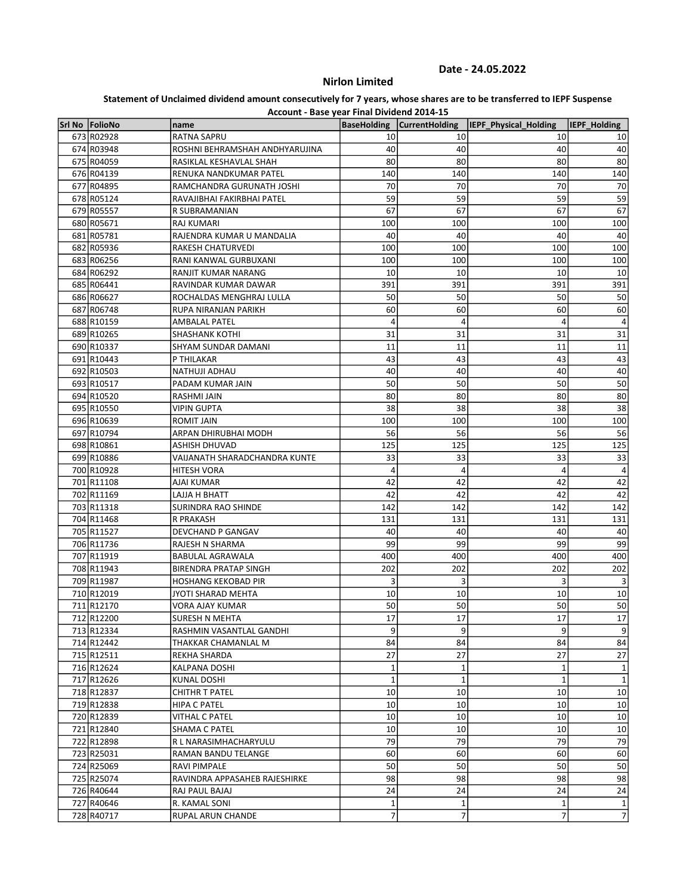Date - 24.05.2022

## Nirlon Limited

### Statement of Unclaimed dividend amount consecutively for 7 years, whose shares are to be transferred to IEPF Suspense Account - Base year Final Dividend 2014-15

| Srl No | FolioNo | name | BaseHolding | CurrentHolding | IEPF_Physical_Holding | IEPF_Holding |
|---|---|---|---|---|---|---|
| 673 | R02928 | RATNA SAPRU | 10 | 10 | 10 | 10 |
| 674 | R03948 | ROSHNI BEHRAMSHAH ANDHYARUJINA | 40 | 40 | 40 | 40 |
| 675 | R04059 | RASIKLAL KESHAVLAL SHAH | 80 | 80 | 80 | 80 |
| 676 | R04139 | RENUKA NANDKUMAR PATEL | 140 | 140 | 140 | 140 |
| 677 | R04895 | RAMCHANDRA GURUNATH JOSHI | 70 | 70 | 70 | 70 |
| 678 | R05124 | RAVAJIBHAI FAKIRBHAI PATEL | 59 | 59 | 59 | 59 |
| 679 | R05557 | R SUBRAMANIAN | 67 | 67 | 67 | 67 |
| 680 | R05671 | RAJ KUMARI | 100 | 100 | 100 | 100 |
| 681 | R05781 | RAJENDRA KUMAR U MANDALIA | 40 | 40 | 40 | 40 |
| 682 | R05936 | RAKESH CHATURVEDI | 100 | 100 | 100 | 100 |
| 683 | R06256 | RANI KANWAL GURBUXANI | 100 | 100 | 100 | 100 |
| 684 | R06292 | RANJIT KUMAR NARANG | 10 | 10 | 10 | 10 |
| 685 | R06441 | RAVINDAR KUMAR DAWAR | 391 | 391 | 391 | 391 |
| 686 | R06627 | ROCHALDAS MENGHRAJ LULLA | 50 | 50 | 50 | 50 |
| 687 | R06748 | RUPA NIRANJAN PARIKH | 60 | 60 | 60 | 60 |
| 688 | R10159 | AMBALAL PATEL | 4 | 4 | 4 | 4 |
| 689 | R10265 | SHASHANK KOTHI | 31 | 31 | 31 | 31 |
| 690 | R10337 | SHYAM SUNDAR DAMANI | 11 | 11 | 11 | 11 |
| 691 | R10443 | P THILAKAR | 43 | 43 | 43 | 43 |
| 692 | R10503 | NATHUJI ADHAU | 40 | 40 | 40 | 40 |
| 693 | R10517 | PADAM KUMAR JAIN | 50 | 50 | 50 | 50 |
| 694 | R10520 | RASHMI JAIN | 80 | 80 | 80 | 80 |
| 695 | R10550 | VIPIN GUPTA | 38 | 38 | 38 | 38 |
| 696 | R10639 | ROMIT JAIN | 100 | 100 | 100 | 100 |
| 697 | R10794 | ARPAN DHIRUBHAI MODH | 56 | 56 | 56 | 56 |
| 698 | R10861 | ASHISH DHUVAD | 125 | 125 | 125 | 125 |
| 699 | R10886 | VAIJANATH SHARADCHANDRA KUNTE | 33 | 33 | 33 | 33 |
| 700 | R10928 | HITESH VORA | 4 | 4 | 4 | 4 |
| 701 | R11108 | AJAI KUMAR | 42 | 42 | 42 | 42 |
| 702 | R11169 | LAJJA H BHATT | 42 | 42 | 42 | 42 |
| 703 | R11318 | SURINDRA RAO SHINDE | 142 | 142 | 142 | 142 |
| 704 | R11468 | R PRAKASH | 131 | 131 | 131 | 131 |
| 705 | R11527 | DEVCHAND P GANGAV | 40 | 40 | 40 | 40 |
| 706 | R11736 | RAJESH N SHARMA | 99 | 99 | 99 | 99 |
| 707 | R11919 | BABULAL AGRAWALA | 400 | 400 | 400 | 400 |
| 708 | R11943 | BIRENDRA PRATAP SINGH | 202 | 202 | 202 | 202 |
| 709 | R11987 | HOSHANG KEKOBAD PIR | 3 | 3 | 3 | 3 |
| 710 | R12019 | JYOTI SHARAD MEHTA | 10 | 10 | 10 | 10 |
| 711 | R12170 | VORA AJAY KUMAR | 50 | 50 | 50 | 50 |
| 712 | R12200 | SURESH N MEHTA | 17 | 17 | 17 | 17 |
| 713 | R12334 | RASHMIN VASANTLAL GANDHI | 9 | 9 | 9 | 9 |
| 714 | R12442 | THAKKAR CHAMANLAL M | 84 | 84 | 84 | 84 |
| 715 | R12511 | REKHA SHARDA | 27 | 27 | 27 | 27 |
| 716 | R12624 | KALPANA DOSHI | 1 | 1 | 1 | 1 |
| 717 | R12626 | KUNAL DOSHI | 1 | 1 | 1 | 1 |
| 718 | R12837 | CHITHR T PATEL | 10 | 10 | 10 | 10 |
| 719 | R12838 | HIPA C PATEL | 10 | 10 | 10 | 10 |
| 720 | R12839 | VITHAL C PATEL | 10 | 10 | 10 | 10 |
| 721 | R12840 | SHAMA C PATEL | 10 | 10 | 10 | 10 |
| 722 | R12898 | R L NARASIMHACHARYULU | 79 | 79 | 79 | 79 |
| 723 | R25031 | RAMAN BANDU TELANGE | 60 | 60 | 60 | 60 |
| 724 | R25069 | RAVI PIMPALE | 50 | 50 | 50 | 50 |
| 725 | R25074 | RAVINDRA APPASAHEB RAJESHIRKE | 98 | 98 | 98 | 98 |
| 726 | R40644 | RAJ PAUL BAJAJ | 24 | 24 | 24 | 24 |
| 727 | R40646 | R. KAMAL SONI | 1 | 1 | 1 | 1 |
| 728 | R40717 | RUPAL ARUN CHANDE | 7 | 7 | 7 | 7 |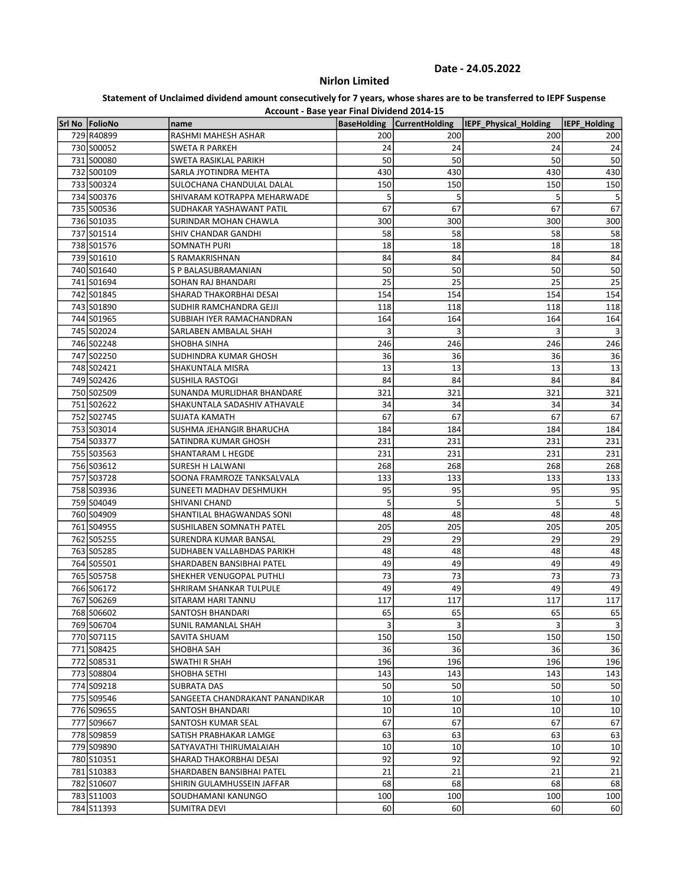Date - 24.05.2022

**Nirlon Limited**

**Statement of Unclaimed dividend amount consecutively for 7 years, whose shares are to be transferred to IEPF Suspense Account - Base year Final Dividend 2014-15**

| Srl No | FolioNo | name | BaseHolding | CurrentHolding | IEPF_Physical_Holding | IEPF_Holding |
|---|---|---|---|---|---|---|
| 729 | R40899 | RASHMI MAHESH ASHAR | 200 | 200 | 200 | 200 |
| 730 | S00052 | SWETA R PARKEH | 24 | 24 | 24 | 24 |
| 731 | S00080 | SWETA RASIKLAL PARIKH | 50 | 50 | 50 | 50 |
| 732 | S00109 | SARLA JYOTINDRA MEHTA | 430 | 430 | 430 | 430 |
| 733 | S00324 | SULOCHANA CHANDULAL DALAL | 150 | 150 | 150 | 150 |
| 734 | S00376 | SHIVARAM KOTRAPPA MEHARWADE | 5 | 5 | 5 | 5 |
| 735 | S00536 | SUDHAKAR YASHAWANT PATIL | 67 | 67 | 67 | 67 |
| 736 | S01035 | SURINDAR MOHAN CHAWLA | 300 | 300 | 300 | 300 |
| 737 | S01514 | SHIV CHANDAR GANDHI | 58 | 58 | 58 | 58 |
| 738 | S01576 | SOMNATH PURI | 18 | 18 | 18 | 18 |
| 739 | S01610 | S RAMAKRISHNAN | 84 | 84 | 84 | 84 |
| 740 | S01640 | S P BALASUBRAMANIAN | 50 | 50 | 50 | 50 |
| 741 | S01694 | SOHAN RAJ BHANDARI | 25 | 25 | 25 | 25 |
| 742 | S01845 | SHARAD THAKORBHAI DESAI | 154 | 154 | 154 | 154 |
| 743 | S01890 | SUDHIR RAMCHANDRA GEJJI | 118 | 118 | 118 | 118 |
| 744 | S01965 | SUBBIAH IYER RAMACHANDRAN | 164 | 164 | 164 | 164 |
| 745 | S02024 | SARLABEN AMBALAL SHAH | 3 | 3 | 3 | 3 |
| 746 | S02248 | SHOBHA SINHA | 246 | 246 | 246 | 246 |
| 747 | S02250 | SUDHINDRA KUMAR GHOSH | 36 | 36 | 36 | 36 |
| 748 | S02421 | SHAKUNTALA MISRA | 13 | 13 | 13 | 13 |
| 749 | S02426 | SUSHILA RASTOGI | 84 | 84 | 84 | 84 |
| 750 | S02509 | SUNANDA MURLIDHAR BHANDARE | 321 | 321 | 321 | 321 |
| 751 | S02622 | SHAKUNTALA SADASHIV ATHAVALE | 34 | 34 | 34 | 34 |
| 752 | S02745 | SUJATA KAMATH | 67 | 67 | 67 | 67 |
| 753 | S03014 | SUSHMA JEHANGIR BHARUCHA | 184 | 184 | 184 | 184 |
| 754 | S03377 | SATINDRA KUMAR GHOSH | 231 | 231 | 231 | 231 |
| 755 | S03563 | SHANTARAM L HEGDE | 231 | 231 | 231 | 231 |
| 756 | S03612 | SURESH H LALWANI | 268 | 268 | 268 | 268 |
| 757 | S03728 | SOONA FRAMROZE TANKSALVALA | 133 | 133 | 133 | 133 |
| 758 | S03936 | SUNEETI MADHAV DESHMUKH | 95 | 95 | 95 | 95 |
| 759 | S04049 | SHIVANI CHAND | 5 | 5 | 5 | 5 |
| 760 | S04909 | SHANTILAL BHAGWANDAS SONI | 48 | 48 | 48 | 48 |
| 761 | S04955 | SUSHILABEN SOMNATH PATEL | 205 | 205 | 205 | 205 |
| 762 | S05255 | SURENDRA KUMAR BANSAL | 29 | 29 | 29 | 29 |
| 763 | S05285 | SUDHABEN VALLABHDAS PARIKH | 48 | 48 | 48 | 48 |
| 764 | S05501 | SHARDABEN BANSIBHAI PATEL | 49 | 49 | 49 | 49 |
| 765 | S05758 | SHEKHER VENUGOPAL PUTHLI | 73 | 73 | 73 | 73 |
| 766 | S06172 | SHRIRAM SHANKAR TULPULE | 49 | 49 | 49 | 49 |
| 767 | S06269 | SITARAM HARI TANNU | 117 | 117 | 117 | 117 |
| 768 | S06602 | SANTOSH BHANDARI | 65 | 65 | 65 | 65 |
| 769 | S06704 | SUNIL RAMANLAL SHAH | 3 | 3 | 3 | 3 |
| 770 | S07115 | SAVITA SHUAM | 150 | 150 | 150 | 150 |
| 771 | S08425 | SHOBHA SAH | 36 | 36 | 36 | 36 |
| 772 | S08531 | SWATHI R SHAH | 196 | 196 | 196 | 196 |
| 773 | S08804 | SHOBHA SETHI | 143 | 143 | 143 | 143 |
| 774 | S09218 | SUBRATA DAS | 50 | 50 | 50 | 50 |
| 775 | S09546 | SANGEETA CHANDRAKANT PANANDIKAR | 10 | 10 | 10 | 10 |
| 776 | S09655 | SANTOSH BHANDARI | 10 | 10 | 10 | 10 |
| 777 | S09667 | SANTOSH KUMAR SEAL | 67 | 67 | 67 | 67 |
| 778 | S09859 | SATISH PRABHAKAR LAMGE | 63 | 63 | 63 | 63 |
| 779 | S09890 | SATYAVATHI THIRUMALAIAH | 10 | 10 | 10 | 10 |
| 780 | S10351 | SHARAD THAKORBHAI DESAI | 92 | 92 | 92 | 92 |
| 781 | S10383 | SHARDABEN BANSIBHAI PATEL | 21 | 21 | 21 | 21 |
| 782 | S10607 | SHIRIN GULAMHUSSEIN JAFFAR | 68 | 68 | 68 | 68 |
| 783 | S11003 | SOUDHAMANI KANUNGO | 100 | 100 | 100 | 100 |
| 784 | S11393 | SUMITRA DEVI | 60 | 60 | 60 | 60 |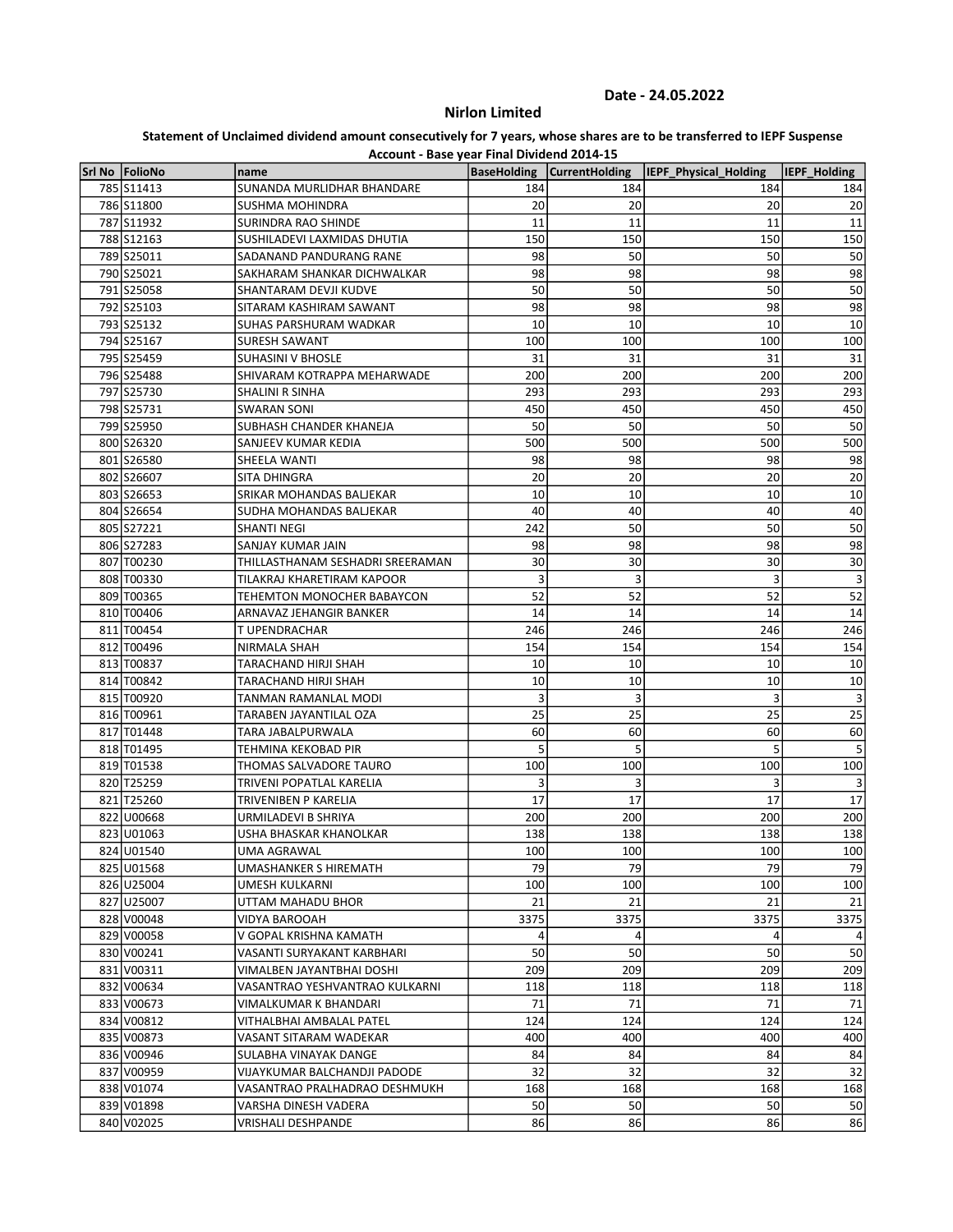Date - 24.05.2022

**Nirlon Limited**

**Statement of Unclaimed dividend amount consecutively for 7 years, whose shares are to be transferred to IEPF Suspense Account - Base year Final Dividend 2014-15**

| Srl No | FolioNo | name | BaseHolding | CurrentHolding | IEPF_Physical_Holding | IEPF_Holding |
|---|---|---|---|---|---|---|
| 785 | S11413 | SUNANDA MURLIDHAR BHANDARE | 184 | 184 | 184 | 184 |
| 786 | S11800 | SUSHMA MOHINDRA | 20 | 20 | 20 | 20 |
| 787 | S11932 | SURINDRA RAO SHINDE | 11 | 11 | 11 | 11 |
| 788 | S12163 | SUSHILADEVI LAXMIDAS DHUTIA | 150 | 150 | 150 | 150 |
| 789 | S25011 | SADANAND PANDURANG RANE | 98 | 50 | 50 | 50 |
| 790 | S25021 | SAKHARAM SHANKAR DICHWALKAR | 98 | 98 | 98 | 98 |
| 791 | S25058 | SHANTARAM DEVJI KUDVE | 50 | 50 | 50 | 50 |
| 792 | S25103 | SITARAM KASHIRAM SAWANT | 98 | 98 | 98 | 98 |
| 793 | S25132 | SUHAS PARSHURAM WADKAR | 10 | 10 | 10 | 10 |
| 794 | S25167 | SURESH SAWANT | 100 | 100 | 100 | 100 |
| 795 | S25459 | SUHASINI V BHOSLE | 31 | 31 | 31 | 31 |
| 796 | S25488 | SHIVARAM KOTRAPPA MEHARWADE | 200 | 200 | 200 | 200 |
| 797 | S25730 | SHALINI R SINHA | 293 | 293 | 293 | 293 |
| 798 | S25731 | SWARAN SONI | 450 | 450 | 450 | 450 |
| 799 | S25950 | SUBHASH CHANDER KHANEJA | 50 | 50 | 50 | 50 |
| 800 | S26320 | SANJEEV KUMAR KEDIA | 500 | 500 | 500 | 500 |
| 801 | S26580 | SHEELA WANTI | 98 | 98 | 98 | 98 |
| 802 | S26607 | SITA DHINGRA | 20 | 20 | 20 | 20 |
| 803 | S26653 | SRIKAR MOHANDAS BALJEKAR | 10 | 10 | 10 | 10 |
| 804 | S26654 | SUDHA MOHANDAS BALJEKAR | 40 | 40 | 40 | 40 |
| 805 | S27221 | SHANTI NEGI | 242 | 50 | 50 | 50 |
| 806 | S27283 | SANJAY KUMAR JAIN | 98 | 98 | 98 | 98 |
| 807 | T00230 | THILLASTHANAM SESHADRI SREERAMAN | 30 | 30 | 30 | 30 |
| 808 | T00330 | TILAKRAJ KHARETIRAM KAPOOR | 3 | 3 | 3 | 3 |
| 809 | T00365 | TEHEMTON MONOCHER BABAYCON | 52 | 52 | 52 | 52 |
| 810 | T00406 | ARNAVAZ JEHANGIR BANKER | 14 | 14 | 14 | 14 |
| 811 | T00454 | T UPENDRACHAR | 246 | 246 | 246 | 246 |
| 812 | T00496 | NIRMALA SHAH | 154 | 154 | 154 | 154 |
| 813 | T00837 | TARACHAND HIRJI SHAH | 10 | 10 | 10 | 10 |
| 814 | T00842 | TARACHAND HIRJI SHAH | 10 | 10 | 10 | 10 |
| 815 | T00920 | TANMAN RAMANLAL MODI | 3 | 3 | 3 | 3 |
| 816 | T00961 | TARABEN JAYANTILAL OZA | 25 | 25 | 25 | 25 |
| 817 | T01448 | TARA JABALPURWALA | 60 | 60 | 60 | 60 |
| 818 | T01495 | TEHMINA KEKOBAD PIR | 5 | 5 | 5 | 5 |
| 819 | T01538 | THOMAS SALVADORE TAURO | 100 | 100 | 100 | 100 |
| 820 | T25259 | TRIVENI POPATLAL KARELIA | 3 | 3 | 3 | 3 |
| 821 | T25260 | TRIVENIBEN P KARELIA | 17 | 17 | 17 | 17 |
| 822 | U00668 | URMILADEVI B SHRIYA | 200 | 200 | 200 | 200 |
| 823 | U01063 | USHA BHASKAR KHANOLKAR | 138 | 138 | 138 | 138 |
| 824 | U01540 | UMA AGRAWAL | 100 | 100 | 100 | 100 |
| 825 | U01568 | UMASHANKER S HIREMATH | 79 | 79 | 79 | 79 |
| 826 | U25004 | UMESH KULKARNI | 100 | 100 | 100 | 100 |
| 827 | U25007 | UTTAM MAHADU BHOR | 21 | 21 | 21 | 21 |
| 828 | V00048 | VIDYA BAROOAH | 3375 | 3375 | 3375 | 3375 |
| 829 | V00058 | V GOPAL KRISHNA KAMATH | 4 | 4 | 4 | 4 |
| 830 | V00241 | VASANTI SURYAKANT KARBHARI | 50 | 50 | 50 | 50 |
| 831 | V00311 | VIMALBEN JAYANTBHAI DOSHI | 209 | 209 | 209 | 209 |
| 832 | V00634 | VASANTRAO YESHVANTRAO KULKARNI | 118 | 118 | 118 | 118 |
| 833 | V00673 | VIMALKUMAR K BHANDARI | 71 | 71 | 71 | 71 |
| 834 | V00812 | VITHALBHAI AMBALAL PATEL | 124 | 124 | 124 | 124 |
| 835 | V00873 | VASANT SITARAM WADEKAR | 400 | 400 | 400 | 400 |
| 836 | V00946 | SULABHA VINAYAK DANGE | 84 | 84 | 84 | 84 |
| 837 | V00959 | VIJAYKUMAR BALCHANDJI PADODE | 32 | 32 | 32 | 32 |
| 838 | V01074 | VASANTRAO PRALHADRAO DESHMUKH | 168 | 168 | 168 | 168 |
| 839 | V01898 | VARSHA DINESH VADERA | 50 | 50 | 50 | 50 |
| 840 | V02025 | VRISHALI DESHPANDE | 86 | 86 | 86 | 86 |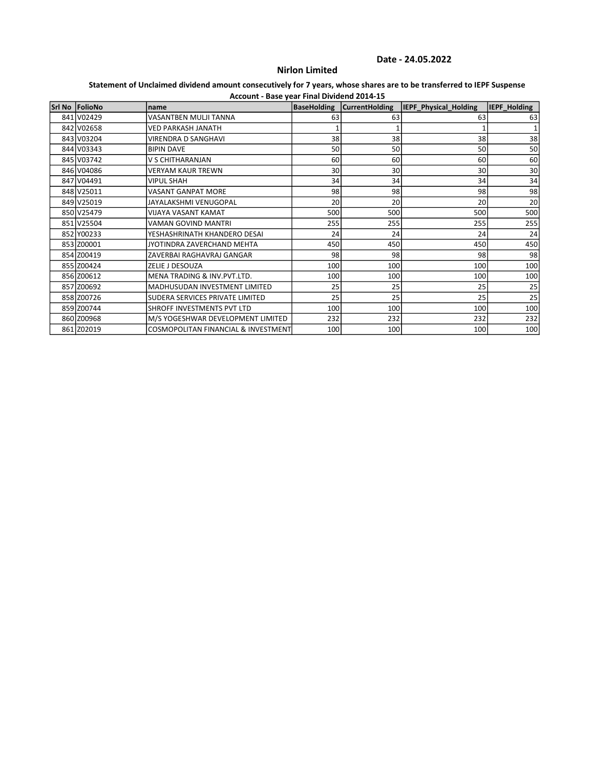Date - 24.05.2022

## Nirlon Limited

### Statement of Unclaimed dividend amount consecutively for 7 years, whose shares are to be transferred to IEPF Suspense Account - Base year Final Dividend 2014-15

| Srl No | FolioNo | name | BaseHolding | CurrentHolding | IEPF_Physical_Holding | IEPF_Holding |
|---|---|---|---|---|---|---|
| 841 | V02429 | VASANTBEN MULJI TANNA | 63 | 63 | 63 | 63 |
| 842 | V02658 | VED PARKASH JANATH | 1 | 1 | 1 | 1 |
| 843 | V03204 | VIRENDRA D SANGHAVI | 38 | 38 | 38 | 38 |
| 844 | V03343 | BIPIN DAVE | 50 | 50 | 50 | 50 |
| 845 | V03742 | V S CHITHARANJAN | 60 | 60 | 60 | 60 |
| 846 | V04086 | VERYAM KAUR TREWN | 30 | 30 | 30 | 30 |
| 847 | V04491 | VIPUL SHAH | 34 | 34 | 34 | 34 |
| 848 | V25011 | VASANT GANPAT MORE | 98 | 98 | 98 | 98 |
| 849 | V25019 | JAYALAKSHMI VENUGOPAL | 20 | 20 | 20 | 20 |
| 850 | V25479 | VIJAYA VASANT KAMAT | 500 | 500 | 500 | 500 |
| 851 | V25504 | VAMAN GOVIND MANTRI | 255 | 255 | 255 | 255 |
| 852 | Y00233 | YESHASHRINATH KHANDERO DESAI | 24 | 24 | 24 | 24 |
| 853 | Z00001 | JYOTINDRA ZAVERCHAND MEHTA | 450 | 450 | 450 | 450 |
| 854 | Z00419 | ZAVERBAI RAGHAVRAJ GANGAR | 98 | 98 | 98 | 98 |
| 855 | Z00424 | ZELIE J DESOUZA | 100 | 100 | 100 | 100 |
| 856 | Z00612 | MENA TRADING & INV.PVT.LTD. | 100 | 100 | 100 | 100 |
| 857 | Z00692 | MADHUSUDAN INVESTMENT LIMITED | 25 | 25 | 25 | 25 |
| 858 | Z00726 | SUDERA SERVICES PRIVATE LIMITED | 25 | 25 | 25 | 25 |
| 859 | Z00744 | SHROFF INVESTMENTS PVT LTD | 100 | 100 | 100 | 100 |
| 860 | Z00968 | M/S YOGESHWAR DEVELOPMENT LIMITED | 232 | 232 | 232 | 232 |
| 861 | Z02019 | COSMOPOLITAN FINANCIAL & INVESTMENT | 100 | 100 | 100 | 100 |